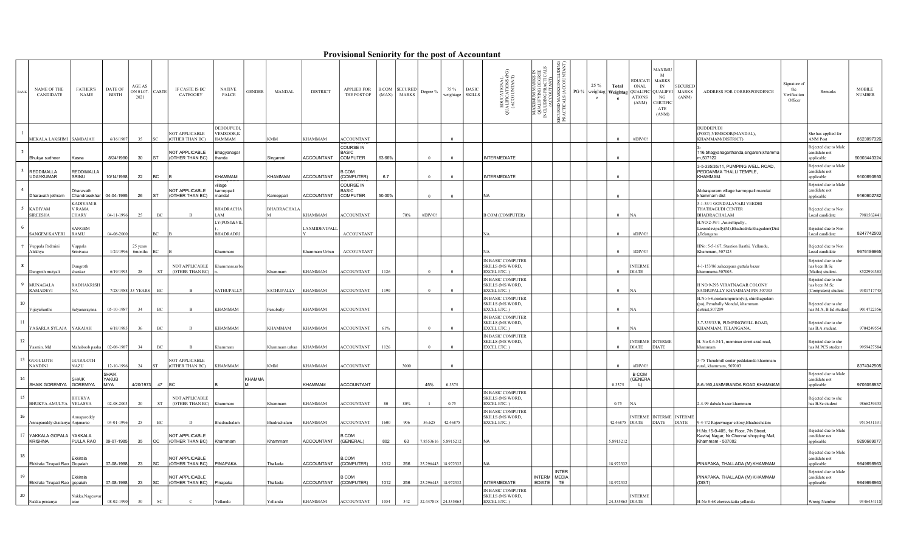# Provisional Seniority for the post of Accountant

| RANK | NAME OF THE CANDIDATE | FATHER'S NAME | DATE OF BIRTH | AGE AS ON 01.07.2021 | CASTE | IF CASTE IS BC CATEGORY | NATIVE PALCE | GENDER | MANDAL | DISTRICT | APPLIED FOR THE POST OF | B.COM (MAX) | SECURED MARKS | Degree % | 75 % weightage | BASIC SKILLS | EDUCATIONAL QUALIFICATIONS (PG) (ACCOUNTANT) | MAXIMUM MARKS IN QUALIFYING DEGREE INCLUDING PRACTICALS (ACCOUNTANT) | SECURED MARKS INCLUDING PRACTICALS (ACCOUNTANT) | PG % | 25 % weightage | Total Weightage | EDUCATIONAL QUALIFICATIONS (ANM) | MAXIMUM MARKS IN QUALIFYING CERTIFICATE (ANM) | SECURED MARKS (ANM) | ADDRESS FOR CORRESPONDENCE | Signature of the Verification Officer | Remarks | MOBILE NUMBER |
|---|---|---|---|---|---|---|---|---|---|---|---|---|---|---|---|---|---|---|---|---|---|---|---|---|---|---|---|---|---|
| 1 | MEKALA LAKSHMI | SAMBAIAH | 6/16/1987 | 35 | SC | NOT APPLICABLE (OTHER THAN BC) | DEDDUPUDI, VEMSOOR,KHAMMAM | | KMM | KHAMMAM | ACCOUNTANT | | | | 0 | | | | | | | 0 | #DIV/0! | | | DUDDEPUDI (POST),VEMSOOR(MANDAL), KHAMMAM(DISTRICT) | | She has applied for ANM Post | 8523097326 |
| 2 | Bhukya sudheer | Kasna | 8/24/1990 | 30 | ST | NOT APPLICABLE (OTHER THAN BC) | Bhagyanagar thanda | | Singareni | ACCOUNTANT | COURSE IN BASIC COMPUTER | 63.66% | | 0 | 0 | | INTERMEDIATE | | | | | 0 | | | | 3-116,bhagyanagarthanda,singareni,khammam,507122 | | Rejected due to Male candidate not applicable | 90303443324 |
| 3 | REDDIMALLA UDAYKUMAR | REDDIMALLA SRINU | 10/14/1998 | 22 | BC | B | KHAMMAM | | KHAMMAM | ACCOUNTANT | B COM (COMPUTER) | 6.7 | | 0 | 0 | | INTERMEDIATE | | | | | 0 | | | | 3-5-335/35/11, PUMPING WELL ROAD, PEDDAMMA THALLI TEMPLE, KHAMMAM. | | Rejected due to Male candidate not applicable | 9100690850 |
| 4 | Dharavath jethram | Dharavath Chandrasekhar | 04-04-1995 | 26 | ST | NOT APPLICABLE (OTHER THAN BC) | village kameppali mandal | | Kameppali | ACCOUNTANT | COURSE IN BASIC COMPUTER | 50.00% | | 0 | 0 | | NA | | | | | 0 | | | | Abbaspuram village kameppali mandal khammam dist | | Rejected due to Male candidate not applicable | 9160602782 |
| 5 | KADIYAM SIREESHA | KADIYAM B V RAMA CHARY | 04-11-1996 | 25 | BC | D | BHADRACHALAM | | BHADRACHALAM | KHAMMAM | ACCOUNTANT | | 70% | #DIV/0! | | | B COM (COMPUTER) | | | | | 0 | NA | | | 5-1-53/1 GONDALAVARI VEEDHI THATHAGUDI CENTER BHADRACHALAM | | Rejected due to Non Local candidate | 7981562441 |
| 6 | SANGEM KAVERI | SANGEM RAMU | 04-08-2000 | | BC | B | LY(POST&VIL), BHADRADRI | | | LAXMIDEVIPALL | ACCOUNTANT | | | | | | NA | | | | | 0 | #DIV/0! | | | H.NO.2-39/1 ,Anisettipally , Laxmidevipally(M),Bhadradrikothagudem(Dist),Telangana | | Rejected due to Non Local candidate | 8247742503 |
| 7 | Vuppala Padmini Alekhya | Vuppala Srinivasu | 1/24/1996 | 25 years 6months | BC | B | Khammam | | | Khammam Urban | ACCOUNTANT | | | | | | NA | | | | | 0 | #DIV/0! | | | HNo: 5-5-167, Stastion Basthi, Yellandu, Khammam, 507123 | | Rejected due to Non Local candidate | 9676186965 |
| 8 | Dungroth mutyali | Dungroth shankar | 6/19/1993 | 28 | ST | NOT APPLICABLE (OTHER THAN BC) | Khammam.urban. | | Khammam | KHAMMAM | ACCOUNTANT | 1126 | | 0 | 0 | | IN BASIC COMPUTER SKILLS (MS WORD, EXCEL ETC..) | | | | | 0 | INTERMEDIATE | | | 4-1-153/86 zaheerpura guttala bazar khammama.507003. | | Rejected due to she has been B.Sc (Maths) student. | 8522994383 |
| 9 | MUNAGALA RAMADEVI | RADHAKRISHNA | 7/28/1988 | 33 YEARS | BC | B | SATHUPALLY | | SATHUPALLY | KHAMMAM | ACCOUNTANT | 1190 | | 0 | 0 | | IN BASIC COMPUTER SKILLS (MS WORD, EXCEL ETC..) | | | | | 0 | NA | | | H NO 9-293 VIRATNAGAR COLONY SATHUPALLY KHAMMAM PIN 507303 | | Rejected due to she has been M.Sc (Computers) student | 9381717745 |
| 10 | VijayaSanthi | Satyanarayana | 05-10-1987 | 34 | BC | B | KHAMMAM | | Penuballi | KHAMMAM | ACCOUNTANT | | | | 0 | | IN BASIC COMPUTER SKILLS (MS WORD, EXCEL ETC..) | | | | | 0 | NA | | | H.No 6-6,seetarampuram(vi), chinthagudem (po), Penuballi Mondal, khammam district,507209 | | Rejected due to she has M.A, B.Ed student | 9014722356 |
| 11 | YASARLA SYLAJA | YAKAIAH | 6/18/1985 | 36 | BC | D | KHAMMAM | | KHAMMAM | KHAMMAM | ACCOUNTANT | 61% | | 0 | 0 | | IN BASIC COMPUTER SKILLS (MS WORD, EXCEL ETC..) | | | | | 0 | NA | | | 3-7-335/33/B, PUMPINGWELL ROAD, KHAMMAM, TELANGANA. | | Rejected due to she has B.A student. | 9704249554 |
| 12 | Yasmin. Md | Mahaboob pasha | 02-08-1987 | 34 | BC | B | Khammam | | Khammam urban | KHAMMAM | ACCOUNTANT | 1126 | | 0 | 0 | | IN BASIC COMPUTER SKILLS (MS WORD, EXCEL ETC..) | | | | | 0 | INTERMEDIATE | INTERMEDIATE | | H. No:8-6-54/1, mominan street azad road, khammam | | Rejected due to she has M.PCS student | 9959427584 |
| 13 | GUGULOTH NANDINI | GUGULOTH NAZU | 12-10-1996 | 24 | ST | NOT APPLICABLE (OTHER THAN BC) | KHAMMAM | | KMM | KHAMMAM | ACCOUNTANT | | 3000 | | 0 | | | | | | | 0 | #DIV/0! | | | 5-75 Thoudmill center peddatanda khammam rural, khammam, 507003 | | | 8374342505 |
| 14 | SHAIK GOREMIYA | SHAIK GOREMIYA | SHAIK YAKUB MIYA | 4/20/1973 | 47 | BC | | KHAMMAM | | KHAMMAM | ACCOUNTANT | | | 45% | 0.3375 | | | | | | | 0.3375 | B COM (GENERAL) | | | 8-6-160,JAMMIBANDA ROAD,KHAMMAM | | Rejected due to Male candidate not applicable | 9705058937 |
| 15 | BHUKYA AMULYA | BHUKYA YELASYA | 02-08-2003 | 20 | ST | NOT APPLICABLE (OTHER THAN BC) | Khammam | | Khammam | KHAMMAM | ACCOUNTANT | 80 | 80% | 1 | 0.75 | | IN BASIC COMPUTER SKILLS (MS WORD, EXCEL ETC..) | | | | | 0.75 | NA | | | 2-4-99 dabala bazar khammam | | Rejected due to she has B.Sc student | 9866239433 |
| 16 | Annapareddy chaitanya | Annapareddy Anjanarao | 04-01-1996 | 25 | BC | D | Bhadrachalam | | Bhadrachalam | KHAMMAM | ACCOUNTANT | 1600 | 906 | 56.625 | 42.46875 | | IN BASIC COMPUTER SKILLS (MS WORD, EXCEL ETC..) | | | | | 42.46875 | INTERMEDIATE | INTERMEDIATE | INTERMEDIATE | 9-4-7/2 Rajeevnagar colony,Bhadrachalam | | | 9515431331 |
| 17 | YAKKALA GOPALA KRISHNA | YAKKALA PULLA RAO | 09-07-1985 | 35 | OC | NOT APPLICABLE (OTHER THAN BC) | Khammam | | Khammam | ACCOUNTANT | B COM (GENERAL) | 802 | 63 | 7.8553616 | 5.8915212 | | NA | | | | | 5.8915212 | | | | H.No.15-9-405, 1st Floor, 7th Street, Kaviraj Nagar, Nr Chennai shopping Mall, Khammam - 507002 | | Rejected due to Male candidate not applicable | 9290669077 |
| 18 | Ekkirala Tirupati Rao | Ekkirala Gopaiah | 07-08-1998 | 23 | SC | NOT APPLICABLE (OTHER THAN BC) | PINAPAKA | | Thallada | ACCOUNTANT | B.COM (COMPUTER) | 1012 | 256 | 25.296443 | 18.972332 | | NA | | | | | 18.972332 | | | | PINAPAKA, THALLADA (M) KHAMMAM | | Rejected due to Male candidate not applicable | 9849698963 |
| 19 | Ekkirala Tirupati Rao | Ekkirala gopaiah | 07-08-1998 | 23 | SC | NOT APPLICABLE (OTHER THAN BC) | Pinapaka | | Thallada | ACCOUNTANT | B COM (COMPUTER) | 1012 | 256 | 25.296443 | 18.972332 | | INTERMEDIATE | INTERMEDIATE | INTERMEDIATE | | | 18.972332 | | | | PINAPAKA, THALLADA (M) KHAMMAM (DIST) | | Rejected due to Male candidate not applicable | 9849698963 |
| 20 | Nakka.prasanya | Nakka.Nageswarao | 08-02-1990 | 30 | SC | C | Yellandu | | Yellandu | KHAMMAM | ACCOUNTANT | 1054 | 342 | 32.447818 | 24.335863 | | IN BASIC COMPUTER SKILLS (MS WORD, EXCEL ETC..) | | | | | 24.335863 | INTERMEDIATE | | | H-No 8-68 cheruvukatta yellandu | | Wrong Number | 9346434118 |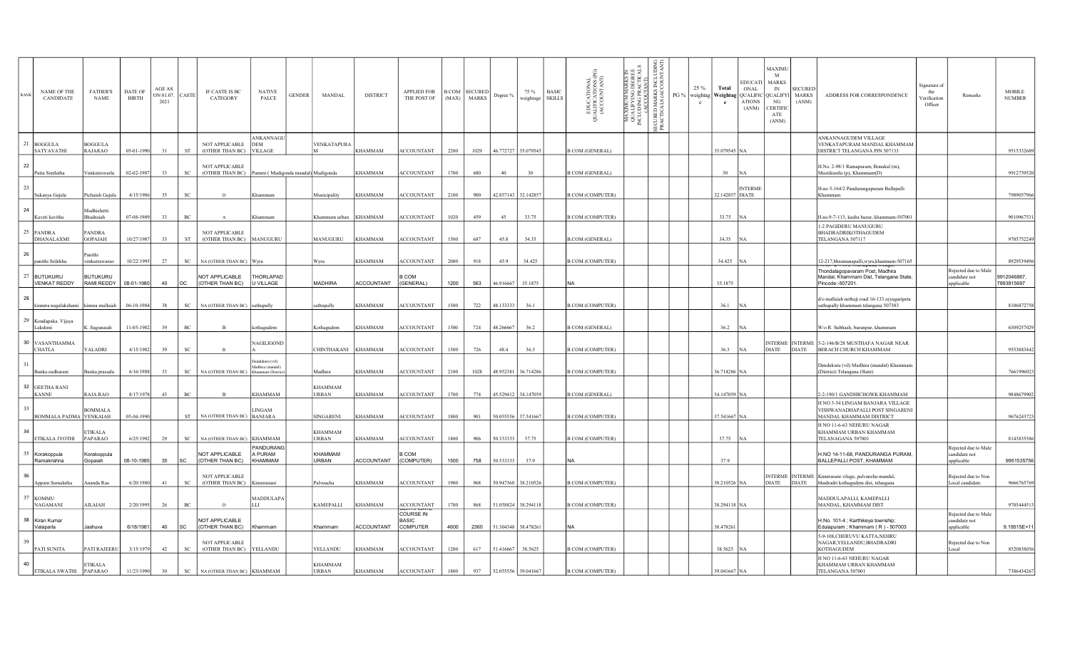| RANK | NAME OF THE CANDIDATE | FATHER'S NAME | DATE OF BIRTH | AGE AS ON 01.07.2021 | CASTE | IF CASTE IS BC CATEGORY | NATIVE PALCE | GENDER | MANDAL | DISTRICT | APPLIED FOR THE POST OF | B.COM (MAX) | SECURED MARKS | Degree % | 75 % weightage | BASIC SKILLS | EDUCATIONAL QUALIFICATIONS (PG) (ACCOUNTANT) | MAXIMUM MARKS IN QUALIFYING DEGREE INCLUDING PRACTICALS (ACCOUNTANT) | SECURED MARKS INCLUDING PRACTICALS (ACCOUNTANT) | PG % | 25 % weightage | Total Weightage | EDUCATIONAL QUALIFICATIONS (ANM) | MAXIMUM MARKS IN QUALIFYING CERTIFICATE (ANM) | SECURED MARKS (ANM) | ADDRESS FOR CORRESPONDENCE | Signature of the Verification Officer | Remarks | MOBILE NUMBER |
|---|---|---|---|---|---|---|---|---|---|---|---|---|---|---|---|---|---|---|---|---|---|---|---|---|---|---|---|---|---|
| 21 | BOGGULA SATYAVATHI | BOGGULA RAJARAO | 05-01-1990 | 31 | ST | NOT APPLICABLE (OTHER THAN BC) | ANKANNAGUDEM VILLAGE | | VENKATAPURAM | KHAMMAM | ACCOUNTANT | 2200 | 1029 | 46.772727 | 35.079545 | | B COM (GENERAL) | | | | | 35.079545 | NA | | | ANKANNAGUDEM VILLAGE VENKATAPURAM MANDAL KHAMMAM DISTRICT TELANGANA PIN 507133 | | | 9515332689 |
| 22 | Putta Sreelatha | Venkateswarlu | 02-02-1987 | 33 | SC | NOT APPLICABLE (OTHER THAN BC) | Pammi ( Mudigonda mandal) | | Mudigonda | KHAMMAM | ACCOUNTANT | 1700 | 680 | 40 | 30 | | B COM (GENERAL) | | | | | 30 | NA | | | H.No. 2-98/1 Ramapuram, Bonakal (m), Mustikunta (p), Khammam(D) | | | 9912739520 |
| 23 | Sukanya Gajula | Pichaiah Gajula | 4/15/1986 | 35 | SC | D | Khammam | | Municipality | KHAMMAM | ACCOUNTANT | 2100 | 900 | 42.857143 | 32.142857 | | B COM (COMPUTER) | | | | | 32.142857 | INTERMEDIATE | | | H-no 5-164/2 Pandurangapuram Ballepalli Khammam | | | 7989057966 |
| 24 | Kaveti kavitha | Mudhishetti Bhadraiah | 07-08-1989 | 33 | BC | A | Khammam | | Khammam urban | KHAMMAM | ACCOUNTANT | 1020 | 459 | 45 | 33.75 | | B COM (COMPUTER) | | | | | 33.75 | NA | | | H.no.9-7-113, kasba bazar, khammam-507001 | | | 9010967531 |
| 25 | PANDRA DHANALAXMI | PANDRA GOPAIAH | 10/27/1987 | 33 | ST | NOT APPLICABLE (OTHER THAN BC) | MANUGURU | | MANUGURU | KHAMMAM | ACCOUNTANT | 1500 | 687 | 45.8 | 34.35 | | B.COM (GENERAL) | | | | | 34.35 | NA | | | 1-2 PAGIDERU MANUGURU BHADRADRIKOTHAGUDEM TELANGANA 507117 | | | 9705752249 |
| 26 | panithi Srilekha | Panithi venkateswarao | 10/22/1995 | 27 | SC | NA (OTHER THAN BC) | Wyra | | Wyra | KHAMMAM | ACCOUNTANT | 2000 | 918 | 45.9 | 34.425 | | B COM (COMPUTER) | | | | | 34.425 | NA | | | 12-217,bhramanapalli,wyra,khammam-507165 | | | 8929539496 |
| 27 | BUTUKURU VENKAT REDDY | BUTUKURU RAMI REDDY | 08-01-1980 | 40 | OC | NOT APPLICABLE (OTHER THAN BC) | THORLAPADU VILLAGE | | MADHIRA | ACCOUNTANT | B COM (GENERAL) | 1200 | 563 | 46.916667 | 35.1875 | | NA | | | | | 35.1875 | | | | Thondalagopavaram Post, Madhira Mandal, Khammam Dist, Telangana State, Pincode:-507201. | | Rejected due to Male candidate not applicable | 9912046867, 7893815697 |
| 28 | kinnera nagalakshami | kinnea mallaiah | 06-10-1984 | 38 | SC | NA (OTHER THAN BC) | sathupally | | sathupally | KHAMMAM | ACCOUNTANT | 1500 | 722 | 48.133333 | 36.1 | | B COM (COMPUTER) | | | | | 36.1 | NA | | | d/o mallaiah nethaji road 16-133 ayyagaripeta sathupally khammam telangana 507303 | | | 8106872758 |
| 29 | Kondapaka. Vijaya Lakshmi | K .Sugunaiah | 11-05-1982 | 39 | BC | B | kothagudem | | Kothagudem | KHAMMAM | ACCOUNTANT | 1500 | 724 | 48.266667 | 36.2 | | B COM (GENERAL) | | | | | 36.2 | NA | | | W/o R. Subhash, burampur, khammam | | | 6309257029 |
| 30 | VASANTHAMMA CHATLA | YALADRI | 4/15/1982 | 39 | SC | B | NAGILIGOND A | | CHINTHAKANI | KHAMMAM | ACCOUNTANT | 1500 | 726 | 48.4 | 36.3 | | B COM (COMPUTER) | | | | | 36.3 | NA | INTERMEDIATE | INTERMEDIATE | 5-2-146/B/28 MUSTHAFA NAGAR NEAR BERACH CHURCH KHAMMAM | | | 9553883442 |
| 31 | Banka.sudharani | Banka.prasadu | 6/16/1988 | 33 | SC | NA (OTHER THAN BC) | Dendukuru (vil) Madhira (mandal) Khammam (District) | | Madhira | KHAMMAM | ACCOUNTANT | 2100 | 1028 | 48.952381 | 36.714286 | | B COM (COMPUTER) | | | | | 36.714286 | NA | | | Dendukuru (vil) Madhira (mandal) Khammam (District) Telangana (State) | | | 7661996023 |
| 32 | GEETHA RANI KANNE | RAJA RAO | 8/17/1978 | 43 | BC | B | KHAMMAM | | KHAMMAM URBAN | KHAMMAM | ACCOUNTANT | 1700 | 774 | 45.529412 | 34.147059 | | B COM (GENERAL) | | | | | 34.147059 | NA | | | 2-2-190/1 GANDHICHOWK KHAMMAM | | | 9848679902 |
| 33 | BOMMALA PADMA | BOMMALA VENKAIAH | 05-04-1990 | | ST | NA (OTHER THAN BC) | LINGAM BANJARA | | SINGARENI | KHAMMAM | ACCOUNTANT | 1800 | 901 | 50.055556 | 37.541667 | | B COM (COMPUTER) | | | | | 37.541667 | NA | | | H NO 3-54 LINGAM BANJARA VILLAGE VISHWANADHAPALLI POST SINGARENI MANDAL KHAMMAM DISTRICT | | | 9676243723 |
| 34 | ETIKALA JYOTHI | ETIKALA PAPARAO | 6/25/1992 | 29 | SC | NA (OTHER THAN BC) | KHAMMAM | | KHAMMAM URBAN | KHAMMAM | ACCOUNTANT | 1800 | 906 | 50.333333 | 37.75 | | B COM (COMPUTER) | | | | | 37.75 | NA | | | H NO 11-6-63 NEHURU NAGAR KHAMMAM URBAN KHAMMAM TELANAGANA 507001 | | | 8143835586 |
| 35 | Korakoppula Ramakrishna | Korakoppula Gopaiah | 08-10-1985 | 35 | SC | NOT APPLICABLE (OTHER THAN BC) | PANDURANGA PURAM KHAMMAM | | KHAMMAM URBAN | ACCOUNTANT | B COM (COMPUTER) | 1500 | 758 | 50.533333 | 37.9 | | NA | | | | | 37.9 | | | | H.NO 14-11-68, PANDURANGA PURAM, BALLEPALLI POST, KHAMMAM | | Rejected due to Male candidate not applicable | 9951535756 |
| 36 | Appam Sumalatha | Ananda Rao | 6/20/1980 | 41 | SC | NOT APPLICABLE (OTHER THAN BC) | Kinnerasani | | Palvncha | KHAMMAM | ACCOUNTANT | 1900 | 968 | 50.947368 | 38.210526 | | B COM (COMPUTER) | | | | | 38.210526 | NA | INTERMEDIATE | INTERMEDIATE | Kinnerasani vilage, palvancha mandal, bhadradri kothagudem dist, telangana | | Rejected due to Non Local candidate | 9666765769 |
| 37 | KOMMU NAGAMANI | AILAIAH | 2/20/1995 | 26 | BC | D | MADDULAPALLI | | KAMEPALLI | KHAMMAM | ACCOUNTANT | 1700 | 868 | 51.058824 | 38.294118 | | B COM (COMPUTER) | | | | | 38.294118 | NA | | | MADDULAPALLI, KAMEPALLI MANDAL, KHAMMAM DIST | | | 9705444513 |
| 38 | Kiran Kumar Valaparla | Jashuva | 6/18/1981 | 40 | SC | NOT APPLICABLE (OTHER THAN BC) | Khammam | | Khammam | ACCOUNTANT | CERTIFICATE COURSE IN BASIC COMPUTER | 4600 | 2360 | 51.304348 | 38.478261 | | NA | | | | | 38.478261 | | | | H.No. 101-4 ; Karthikeya township; Edulapuram ; Khammam ( R ) - 507003 | | Rejected due to Male candidate not applicable | 9.19515E+11 |
| 39 | PATI SUNITA | PATI RAJEERU | 3/15/1979 | 42 | SC | NOT APPLICABLE (OTHER THAN BC) | YELLANDU | | YELLANDU | KHAMMAM | ACCOUNTANT | 1200 | 617 | 51.416667 | 38.5625 | | B COM (COMPUTER) | | | | | 38.5625 | NA | | | 5-9-108,CHERUVU KATTA,NEHRU NAGAR,YELLANDU,BHADRADRI KOTHAGUDEM | | Rejected due to Non Local | 8520838056 |
| 40 | ETIKALA SWATHI | ETIKALA PAPARAO | 11/23/1990 | 30 | SC | NA (OTHER THAN BC) | KHAMMAM | | KHAMMAM URBAN | KHAMMAM | ACCOUNTANT | 1800 | 937 | 52.055556 | 39.041667 | | B COM (COMPUTER) | | | | | 39.041667 | NA | | | H NO 11-6-63 NEHURU NAGAR KHAMMAM URBAN KHAMMAM TELANGANA 507001 | | | 7386434267 |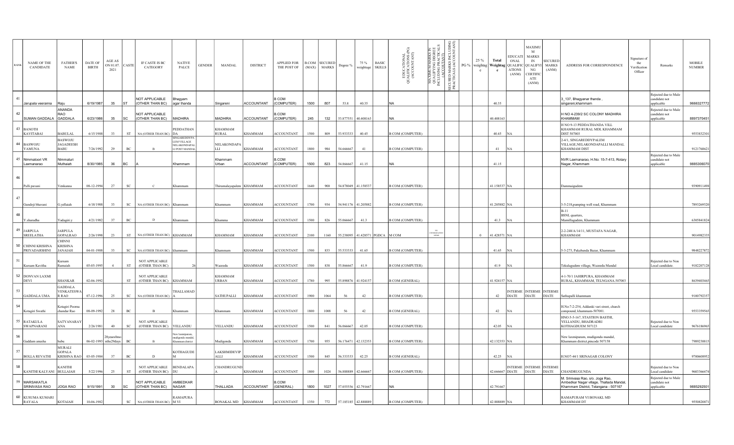| RANK | NAME OF THE CANDIDATE | FATHER'S NAME | DATE OF BIRTH | AGE AS ON 01.07.2021 | CASTE | IF CASTE IS BC CATEGORY | NATIVE PALCE | GENDER | MANDAL | DISTRICT | APPLIED FOR THE POST OF | B.COM (MAX) | SECURED MARKS | Degree % | 75 % weightage | BASIC SKILLS | EDUCATIONAL QUALIFICATIONS (PG) (ACCOUNTANT) | MAXIMUM MARKS IN QUALIFYING DEGREE INCLUDING PRACTICALS (ACCOUNTANT) | SECURED MARKS INCLUDING PRACTICALS (ACCOUNTANT) | PG % | 25 % weightage | Total Weightage | EDUCATIONAL QUALIFICATIONS (ANM) | MAXIMUM MARKS IN QUALIFYING CERTIFICATE (ANM) | SECURED MARKS (ANM) | ADDRESS FOR CORRESPONDENCE | Signature of the Verification Officer | Remarks | MOBILE NUMBER |
|---|---|---|---|---|---|---|---|---|---|---|---|---|---|---|---|---|---|---|---|---|---|---|---|---|---|---|---|---|---|
| 41 | Jarupala veeranna | Raju | 6/19/1987 | 35 | ST | NOT APPLICABLE (OTHER THAN BC) | Bhagyam agar thanda | | Singareni | ACCOUNTANT | B COM (COMPUTER) | 1500 | 807 | 53.8 | 40.35 | | NA | | | | | 40.35 | | | | 3_137, Bhagyanar thanda , singareni,khammam | | Rejected due to Male candidate not applicable | 9666327772 |
| 42 | SUMAN GADDALA | ANANDA RAO GADDALA | 6/23/1986 | 35 | SC | NOT APPLICABLE (OTHER THAN BC) | MADHIRA | | MADHIRA | ACCOUNTANT | B.COM (COMPUTER) | 245 | 132 | 53.877551 | 40.408163 | | NA | | | | | 40.408163 | | | | H NO 4-239/2 SC COLONY MADHIRA KHAMMAM | | Rejected due to Male candidate not applicable | 8897370451 |
| 43 | BANOTH KAVITABAI | BABULAL | 6/15/1988 | 33 | ST | NA (OTHER THAN BC) | PEDDATHANDA | | KHAMMAM RURAL | KHAMMAM | ACCOUNTANT | 1500 | 809 | 53.933333 | 40.45 | | B COM (COMPUTER) | | | | | 40.45 | NA | | | H NO 9-13 PEDDATHANDA VILL KHAMMAM RURAL MDL KHAMMAM DIST 507003 | | | 9553832301 |
| 44 | BASWOJU YAMUNA | BASWOJU JAGADEESH BABU | 7/26/1992 | 29 | BC | B | SINGAREDDYPALEM VILLAGE NELAKONDAPALLI POST MANDAL | | NELAKONDAPALLI | KHAMMAM | ACCOUNTANT | 1800 | 984 | 54.666667 | 41 | | B COM (COMPUTER) | | | | | 41 | NA | | | 2-4/1, SINGAREDDYPALEM VILLAGE,NELAKONDAPALLI MANDAL KHAMMAM DIST | | | 9121768621 |
| 45 | Nimmatoori VR Laxmanarao | Nimmaturi Muthaiah | 8/30/1985 | 36 | BC | A | Khammam | | Khammam Urban | ACCOUNTANT | B.COM (COMPUTER) | 1500 | 823 | 54.866667 | 41.15 | | NA | | | | | 41.15 | | | | NVR Laxmanarao, H.No: 15-7-413, Rotary Nagar, Khammam | | Rejected due to Male candidate not applicable | 9885306070 |
| 46 | Palli pavani | Venkanna | 08-12-1994 | 27 | SC | C | Khammam | | Thirumalayapalem | KHAMMAM | ACCOUNTANT | 1640 | 900 | 54.878049 | 41.158537 | | B COM (COMPUTER) | | | | | 41.158537 | NA | | | Dammaigudem | | | 9390911498 |
| 47 | Gundoji bhavani | G.yellaiah | 6/18/1988 | 33 | SC | NA (OTHER THAN BC) | Khammam | | Khammam | KHAMMAM | ACCOUNTANT | 1700 | 934 | 54.941176 | 41.205882 | | B COM (COMPUTER) | | | | | 41.205882 | NA | | | 3-5-218,pumping well road, Khammam | | | 7893269520 |
| 48 | Y.sharadha | Yadagiri.y | 4/21/1982 | 37 | BC | D | Khammam | | Khamma | KHAMMAM | ACCOUNTANT | 1500 | 826 | 55.066667 | 41.3 | | B COM (COMPUTER) | | | | | 41.3 | NA | | | B-11 BSNL quarters, Mamillagudem, Khammam | | | 6305841824 |
| 49 | JARPULA SREELATHA | JARPULA GOPALRAO | 2/26/1998 | 23 | ST | NA (OTHER THAN BC) | KHAMMAM | | KHAMMAM | KHAMMAM | ACCOUNTANT | 2100 | 1160 | 55.238095 | 41.428571 | PGDCA | M COM | NO CONSIDERATION MEMO | | | 0 | 41.428571 | NA | | | 2-2-248/A/14/11, MUSTAFA NAGAR, KHAMMAM | | | 9014982335 |
| 50 | CHINNI KRISHNA PRIYADARSHINI | CHINNI KRISHNA JANAIAH | 04-01-1988 | 33 | SC | NA (OTHER THAN BC) | khammam | | Khammam | KHAMMAM | ACCOUNTANT | 1500 | 833 | 55.533333 | 41.65 | | B COM (COMPUTER) | | | | | 41.65 | NA | | | 5-3-273, Pakabanda Bazar, Khammam | | | 9848227872 |
| 51 | Kursam Kavitha | Kursam Ramaiah | 05-05-1995 | 4 | ST | NOT APPLICABLE (OTHER THAN BC) | 26 | | Wazeedu | KHAMMAM | ACCOUNTANT | 1500 | 838 | 55.866667 | 41.9 | | B COM (COMPUTER) | | | | | 41.9 | NA | | | Tekulagudem village, Wazeedu Mandal | | Rejected due to Non Local candidate. | 9182207128 |
| 52 | DONVAN LAXMI DEVI | SHANKAR | 02-06-1992 | | ST | NOT APPLICABLE (OTHER THAN BC) | KHAMMAM | | KHAMMAM URBAN | KHAMMAM | ACCOUNTANT | 1780 | 995 | 55.898876 | 41.924157 | | B COM (GENERAL) | | | | | 41.924157 | NA | | | 4-1-70/1 JAHIRPURA, KHAMMAM RURAL, KHAMMAM, TELNGANA.507003 | | | 8639403465 |
| 53 | GADDALA UMA | GADDALA VENKATESWAR RAO | 07-12-1996 | 25 | SC | NA (OTHER THAN BC) | THALLAMADA | | SATHUPALLI | KHAMMAM | ACCOUNTANT | 1900 | 1064 | 56 | 42 | | B COM (COMPUTER) | | | | | 42 | INTERMEDIATE | INTERMEDIATE | INTERMEDIATE | Sathupalli khammam | | | 9100792357 |
| 54 | Kotagiri Swathi | Kotagiri Poorna chandar Rao | 08-09-1992 | 28 | BC | B | Khammam | | Khammam | KHAMMAM | ACCOUNTANT | 1800 | 1008 | 56 | 42 | | B COM (GENERAL) | | | | | 42 | NA | | | H.No:7-2-254, Addanki vari street, church compound, khammam-507001. | | | 9553359565 |
| 55 | RATAKULA SWAPNARANI | SATYANARAYANA | 2/26/1981 | 40 | SC | NOT APPLICABLE (OTHER THAN BC) | YELLANDU | | YELLANDU | KHAMMAM | ACCOUNTANT | 1500 | 841 | 56.066667 | 42.05 | | B COM (COMPUTER) | | | | | 42.05 | NA | | | HNO:5-5-167, STASTION BASTHI, YELLANDU, BHADRADRI KOTHAGDUEM 507123 | | Rejected due to Non Local candidate | 9676186965 |
| 56 | Guddam anusha | babu | 06-02-1993 | 28years0months29days | BC | B | New laxmipuram, mudigonda mandal, Khammam district | | Mudigonda | KHAMMAM | ACCOUNTANT | 1700 | 955 | 56.176471 | 42.132353 | | B COM (COMPUTER) | | | | | 42.132353 | NA | | | New laxmipuram, mudigonda mandal, Khammam district,pincode 507158 | | | 7989238815 |
| 57 | BOLLA REVATHI | MURALI GOPALA KRISHNA RAO | 03-05-1984 | 37 | BC | D | KOTHAGUDEM | | LAKSHMIDEVIPALLI | KHAMMAM | ACCOUNTANT | 1500 | 845 | 56.333333 | 42.25 | | B COM (GENERAL) | | | | | 42.25 | NA | | | H.NO7-44/1 SRINAGAR COLONY | | | 9700608952 |
| 58 | KANITHI KALYANI | KANITHI BULLAIAH | 5/22/1996 | 25 | ST | NOT APPLICABLE (OTHER THAN BC) | BENDALAPADU | | CHANDRUGUNDA | KHAMMAM | ACCOUNTANT | 1800 | 1024 | 56.888889 | 42.666667 | | B COM (COMPUTER) | | | | | 42.666667 | INTERMEDIATE | INTERMEDIATE | INTERMEDIATE | CHANDRUGUNDA | | Rejected due to Non Local candidate | 9603366474 |
| 59 | MARSAKATLA SRINIVASA RAO | JOGA RAO | 9/15/1991 | 30 | SC | NOT APPLICABLE (OTHER THAN BC) | AMBEDKAR NAGAR | | THALLADA | ACCOUNTANT | B.COM (GENERAL) | 1800 | 1027 | 57.055556 | 42.791667 | | NA | | | | | 42.791667 | | | | M. Srinivasa Rao, s/o. Joga Rao, Ambedkar Nagar village, Thallada Mandal, Khammam District, Telangana - 507167 | | Rejected due to Male candidate not applicable | 9885292501 |
| 60 | KUSUMA KUMARI RAYALA | KOTAIAH | 10-06-1982 | | SC | NA (OTHER THAN BC) | RAMAPURA M VI | | BONAKAL MD | KHAMMAM | ACCOUNTANT | 1350 | 772 | 57.185185 | 42.888889 | | B COM (COMPUTER) | | | | | 42.888889 | NA | | | RAMAPURAM VI BONAKL MD KHAMMAM DT | | | 9550820871 |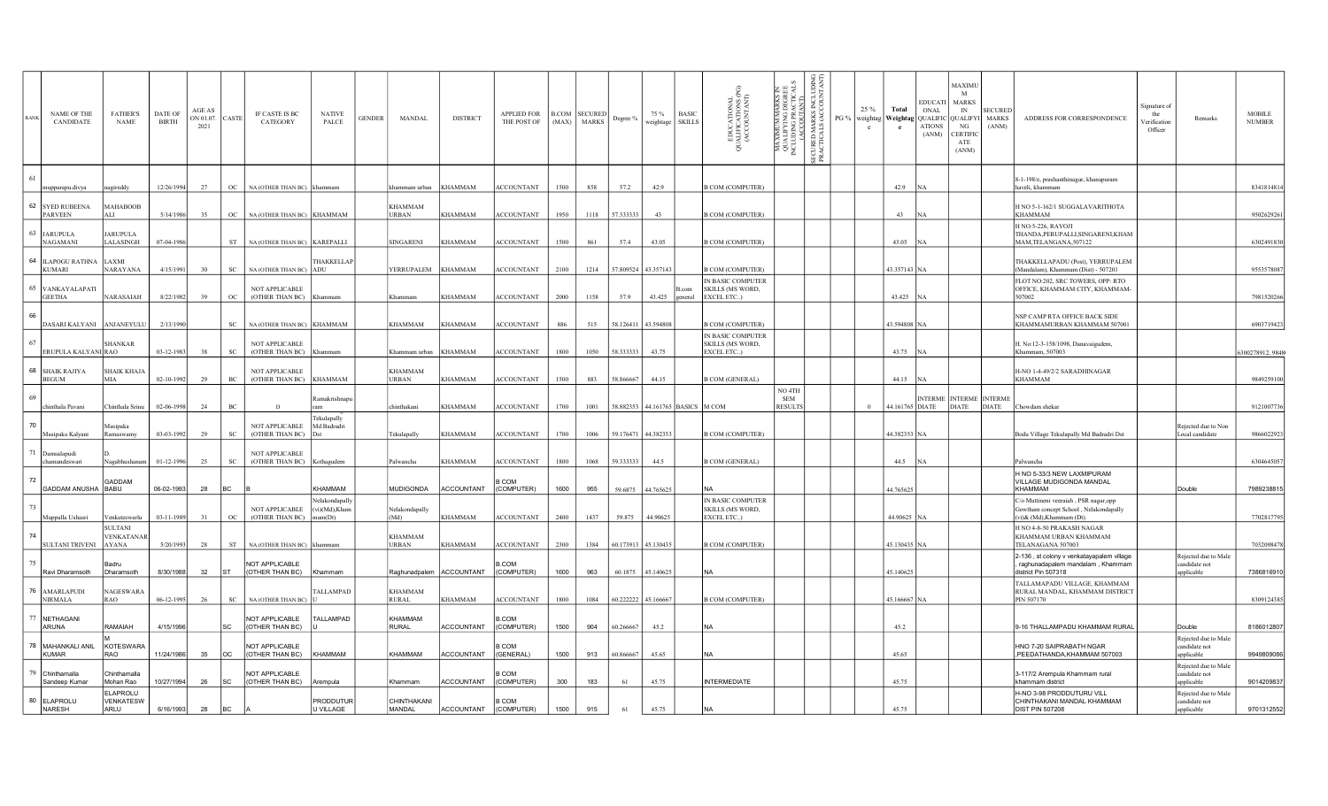| RANK | NAME OF THE CANDIDATE | FATHER'S NAME | DATE OF BIRTH | AGE AS ON 01.07.2021 | CASTE | IF CASTE IS BC CATEGORY | NATIVE PALCE | GENDER | MANDAL | DISTRICT | APPLIED FOR THE POST OF | B.COM (MAX) | SECURED MARKS | Degree % | 75 % weightage | BASIC SKILLS | EDUCATIONAL QUALIFICATIONS (PG) (ACCOUNTANT) | MAXIMUM MARKS IN QUALIFYING DEGREE INCLUDING PRACTICALS (ACCOUNTANT) | SECURED MARKS INCLUDING PRACTICALS (ACCOUNTANT) | PG % | 25 % weightage | Total Weightage | EDUCATIONAL QUALIFICATIONS (ANM) | MAXIMUM MARKS IN QUALIFYING CERTIFICATE (ANM) | SECURED MARKS (ANM) | ADDRESS FOR CORRESPONDENCE | Signature of the Verification Officer | Remarks | MOBILE NUMBER |
|---|---|---|---|---|---|---|---|---|---|---|---|---|---|---|---|---|---|---|---|---|---|---|---|---|---|---|---|---|---|
| 61 | mupparapu.divya | nagireddy | 12/26/1994 | 27 | OC | NA (OTHER THAN BC) | khammam | | khammam urban | KHAMMAM | ACCOUNTANT | 1500 | 858 | 57.2 | 42.9 | | B COM (COMPUTER) | | | | | 42.9 | NA | | | 8-1-198/e, prashanthinagar, khanapuram haveli, khammam | | | 8341814814 |
| 62 | SYED RUBEENA PARVEEN | MAHABOOB ALI | 5/14/1986 | 35 | OC | NA (OTHER THAN BC) | KHAMMAM | | KHAMMAM URBAN | KHAMMAM | ACCOUNTANT | 1950 | 1118 | 57.333333 | 43 | | B COM (COMPUTER) | | | | | 43 | NA | | | H NO 5-1-162/1 SUGGALAVARITHOTA KHAMMAM | | | 9502629261 |
| 63 | JARUPULA NAGAMANI | JARUPULA LALASINGH | 07-04-1986 | | ST | NA (OTHER THAN BC) | KAREPALLI | | SINGARENI | KHAMMAM | ACCOUNTANT | 1500 | 861 | 57.4 | 43.05 | | B COM (COMPUTER) | | | | | 43.05 | NA | | | H NO.5-226, RAVOJI THANDA,PERUPALLI,SINGARENI,KHAMMAM,TELANGANA,507122 | | | 6302491830 |
| 64 | ILAPOGU RATHNA KUMARI | LAXMI NARAYANA | 4/15/1991 | 30 | SC | NA (OTHER THAN BC) | THAKKELLAPADU | | YERRUPALEM | KHAMMAM | ACCOUNTANT | 2100 | 1214 | 57.809524 | 43.357143 | | B COM (COMPUTER) | | | | | 43.357143 | NA | | | THAKKELLAPADU (Post), YERRUPALEM (Mandalam), Khammam (Dist) - 507201 | | | 9553578087 |
| 65 | VANKAYALAPATI GEETHA | NARASAIAH | 8/22/1982 | 39 | OC | NOT APPLICABLE (OTHER THAN BC) | Khammam | | Khammam | KHAMMAM | ACCOUNTANT | 2000 | 1158 | 57.9 | 43.425 | B.com general | IN BASIC COMPUTER SKILLS (MS WORD, EXCEL ETC..) | | | | | 43.425 | NA | | | FLOT NO:202, SRC TOWERS, OPP: RTO OFFICE, KHAMMAM CITY, KHAMMAM-507002 | | | 7981520266 |
| 66 | DASARI KALYANI | ANJANEYULU | 2/13/1990 | | SC | NA (OTHER THAN BC) | KHAMMAM | | KHAMMAM | KHAMMAM | ACCOUNTANT | 886 | 515 | 58.126411 | 43.594808 | | B COM (COMPUTER) | | | | | 43.594808 | NA | | | NSP CAMP RTA OFFICE BACK SIDE KHAMMAMURBAN KHAMMAM 507001 | | | 6903719423 |
| 67 | ERUPULA KALYANI | SHANKAR RAO | 03-12-1983 | 38 | SC | NOT APPLICABLE (OTHER THAN BC) | Khammam | | Khammam urban | KHAMMAM | ACCOUNTANT | 1800 | 1050 | 58.333333 | 43.75 | | IN BASIC COMPUTER SKILLS (MS WORD, EXCEL ETC..) | | | | | 43.75 | NA | | | H. No:12-3-158/1098, Danavaigudem, Khammam, 507003 | | | 6300278912, 9848 |
| 68 | SHAIK RAJIYA BEGUM | SHAIK KHAJA MIA | 02-10-1992 | 29 | BC | NOT APPLICABLE (OTHER THAN BC) | KHAMMAM | | KHAMMAM URBAN | KHAMMAM | ACCOUNTANT | 1500 | 883 | 58.866667 | 44.15 | | B COM (GENERAL) | | | | | 44.15 | NA | | | H-NO 1-4-49/2/2 SARADHINAGAR KHAMMAM | | | 9849259100 |
| 69 | chinthala Pavani | Chinthala Srinu | 02-06-1998 | 24 | BC | D | Ramakrishnapuram | | chinthakani | KHAMMAM | ACCOUNTANT | 1700 | 1001 | 58.882353 | 44.161765 | BASICS | M COM | NO 4TH SEM RESULTS | | | 0 | 44.161765 | INTERMEDIATE | INTERMEDIATE | INTERMEDIATE | Chowdam shekar | | | 9121007736 |
| 70 | Masipaka Kalyani | Masipaka Ramaswamy | 03-03-1992 | 29 | SC | NOT APPLICABLE (OTHER THAN BC) | Tekulapally Md Badradri Dst | | Tekulapally | KHAMMAM | ACCOUNTANT | 1700 | 1006 | 59.176471 | 44.382353 | | B COM (COMPUTER) | | | | | 44.382353 | NA | | | Bodu Village Tekulapally Md Badradri Dst | | Rejected due to Non Local candidate | 9866022923 |
| 71 | Damsalapudi chamundeswari | D. Nagabhushanam | 01-12-1996 | 25 | SC | NOT APPLICABLE (OTHER THAN BC) | Kothagudem | | Palwancha | KHAMMAM | ACCOUNTANT | 1800 | 1068 | 59.333333 | 44.5 | | B COM (GENERAL) | | | | | 44.5 | NA | | | Palwancha | | | 6304645057 |
| 72 | GADDAM ANUSHA | GADDAM BABU | 06-02-1993 | 28 | BC | B | KHAMMAM | | MUDIGONDA | ACCOUNTANT | B COM (COMPUTER) | 1600 | 955 | 59.6875 | 44.765625 | | NA | | | | | 44.765625 | | | | H NO 5-33/3 NEW LAXMIPURAM VILLAGE MUDIGONDA MANDAL KHAMMAM | | Double | 7989238815 |
| 73 | Muppalla Ushasri | Venkateswarlu | 03-11-1989 | 31 | OC | NOT APPLICABLE (OTHER THAN BC) | Nelakondapally (v)(Md),Khammam(Dt) | | Nelakondapally (Md) | KHAMMAM | ACCOUNTANT | 2400 | 1437 | 59.875 | 44.90625 | | IN BASIC COMPUTER SKILLS (MS WORD, EXCEL ETC..) | | | | | 44.90625 | NA | | | C/o Muttineni veeraiah , PSR nagar,opp Gowtham concept School , Nelakondapally (v)&(Md),Khammam (Dt). | | | 7702817795 |
| 74 | SULTANI TRIVENI | SULTANI VENKATANARAYANA | 5/20/1993 | 28 | ST | NA (OTHER THAN BC) | khammam | | KHAMMAM URBAN | KHAMMAM | ACCOUNTANT | 2300 | 1384 | 60.173913 | 45.130435 | | B COM (COMPUTER) | | | | | 45.130435 | NA | | | H NO 4-8-50 PRAKASH NAGAR KHAMMAM URBAN KHAMMAM TELANAGANA 507003 | | | 7032098478 |
| 75 | Ravi Dharamsoth | Badru Dharamsoth | 8/30/1988 | 32 | ST | NOT APPLICABLE (OTHER THAN BC) | Khammam | | Raghunadpalem | ACCOUNTANT | B.COM (COMPUTER) | 1600 | 963 | 60.1875 | 45.140625 | | NA | | | | | 45.140625 | | | | 2-136 , st colony v venkatayapalem village , raghunadapalem mandalam , Khammam district Pin 507318 | | Rejected due to Male candidate not applicable | 7386816910 |
| 76 | AMARLAPUDI NIRMALA | NAGESWARA RAO | 06-12-1995 | 26 | SC | NA (OTHER THAN BC) | TALLAMPADU | | KHAMMAM RURAL | KHAMMAM | ACCOUNTANT | 1800 | 1084 | 60.222222 | 45.166667 | | B COM (COMPUTER) | | | | | 45.166667 | NA | | | TALLAMAPADU VILLAGE, KHAMMAM RURAL MANDAL, KHAMMAM DISTRICT PIN 507170 | | | 8309124385 |
| 77 | NETHAGANI ARUNA | RAMAIAH | 4/15/1996 | | SC | NOT APPLICABLE (OTHER THAN BC) | TALLAMPADU | | KHAMMAM RURAL | ACCOUNTANT | B.COM (COMPUTER) | 1500 | 904 | 60.266667 | 45.2 | | NA | | | | | 45.2 | | | | 9-16 THALLAMPADU KHAMMAM RURAL | | Double | 8186012807 |
| 78 | MAHANKALI ANIL KUMAR | M KOTESWARA RAO | 11/24/1986 | 35 | OC | NOT APPLICABLE (OTHER THAN BC) | KHAMMAM | | KHAMMAM | ACCOUNTANT | B COM (GENERAL) | 1500 | 913 | 60.866667 | 45.65 | | NA | | | | | 45.65 | | | | HNO 7-20 SAIPRABATH NGAR ,PEEDATHANDA,KHAMMAM 507003 | | Rejected due to Male candidate not applicable | 9949809086 |
| 79 | Chinthamalla Sandeep Kumar | Chinthamalla Mohan Rao | 10/27/1994 | 26 | SC | NOT APPLICABLE (OTHER THAN BC) | Arempula | | Khammam | ACCOUNTANT | B COM (COMPUTER) | 300 | 183 | 61 | 45.75 | | INTERMEDIATE | | | | | 45.75 | | | | 3-117/2 Arempula Khammam rural khammam district | | Rejected due to Male candidate not applicable | 9014209837 |
| 80 | ELAPROLU NARESH | ELAPROLU VENKATESWARLU | 6/16/1993 | 28 | BC | A | PRODDUTURU VILLAGE | | CHINTHAKANI MANDAL | ACCOUNTANT | B COM (COMPUTER) | 1500 | 915 | 61 | 45.75 | | NA | | | | | 45.75 | | | | H-NO 3-98 PRODDUTURU VILL CHINTHAKANI MANDAL KHAMMAM DIST PIN 507208 | | Rejected due to Male candidate not applicable | 9701312552 |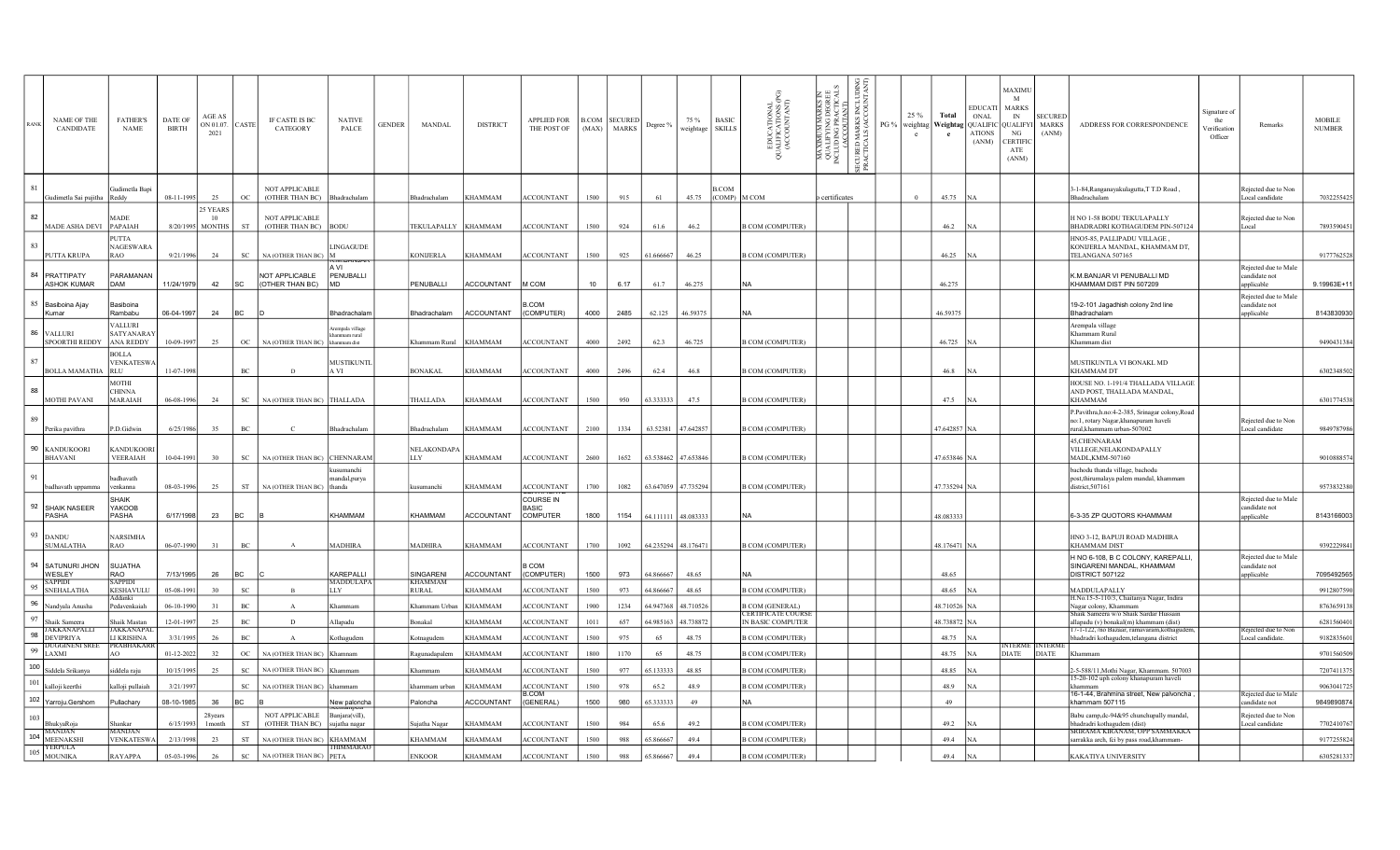| RANK | NAME OF THE CANDIDATE | FATHER'S NAME | DATE OF BIRTH | AGE AS ON 01.07. 2021 | CASTE | IF CASTE IS BC CATEGORY | NATIVE PALCE | GENDER | MANDAL | DISTRICT | APPLIED FOR THE POST OF | B.COM (MAX) | SECURED MARKS | Degree % | 75 % weightage | BASIC SKILLS | EDUCATIONAL QUALIFICATIONS (PG) (ACCOUNTANT) | MAXIMUM MARKS IN QUALIFYING DEGREE INCLUDING PRACTICALS (ACCOUNTANT) | SECURED MARKS INCLUDING PRACTICALS (ACCOUNTANT) | PG % | 25 % weightage | Total Weightage | EDUCATIONAL QUALIFICATIONS (ANM) | MAXIMUM MARKS IN QUALIFYING CERTIFICATE (ANM) | SECURED MARKS (ANM) | ADDRESS FOR CORRESPONDENCE | Signature of the Verification Officer | Remarks | MOBILE NUMBER |
|---|---|---|---|---|---|---|---|---|---|---|---|---|---|---|---|---|---|---|---|---|---|---|---|---|---|---|---|---|---|
| 81 | Gudimetla Sai pujitha | Gudimetla Bapi Reddy | 08-11-1995 | 25 | OC | NOT APPLICABLE (OTHER THAN BC) | Bhadrachalam | | Bhadrachalam | KHAMMAM | ACCOUNTANT | 1500 | 915 | 61 | 45.75 | B.COM (COMP) | M COM | o certificates | | | 0 | 45.75 | NA | | | 3-1-84,Ranganayakulugutta,T T.D Road , Bhadrachalam | | Rejected due to Non Local candidate | 7032255425 |
| 82 | MADE ASHA DEVI | MADE PAPAIAH | 8/20/1995 | 25 YEARS 10 MONTHS | ST | NOT APPLICABLE (OTHER THAN BC) | BODU | | TEKULAPALLY | KHAMMAM | ACCOUNTANT | 1500 | 924 | 61.6 | 46.2 | | B COM (COMPUTER) | | | | | 46.2 | NA | | | H NO 1-58 BODU TEKULAPALLY BHADRADRI KOTHAGUDEM PIN-507124 | | Rejected due to Non Local | 7893590451 |
| 83 | PUTTA KRUPA | PUTTA NAGESWARA RAO | 9/21/1996 | 24 | SC | NA (OTHER THAN BC) | LINGAGUDE M | | KONIJERLA | KHAMMAM | ACCOUNTANT | 1500 | 925 | 61.666667 | 46.25 | | B COM (COMPUTER) | | | | | 46.25 | NA | | | HNO5-85, PALLIPADU VILLAGE , KONIJERLA MANDAL, KHAMMAM DT, TELANGANA 507165 | | | 9177762528 |
| 84 | PRATTIPATY ASHOK KUMAR | PARAMANAN DAM | 11/24/1979 | 42 | SC | NOT APPLICABLE (OTHER THAN BC) | A VI PENUBALLI MD | | PENUBALLI | ACCOUNTANT | M COM | 10 | 6.17 | 61.7 | 46.275 | | NA | | | | | 46.275 | | | | K.M.BANJAR VI PENUBALLI MD KHAMMAM DIST PIN 507209 | | Rejected due to Male candidate not applicable | 9.19963E+11 |
| 85 | Basiboina Ajay Kumar | Basiboina Rambabu | 06-04-1997 | 24 | BC | D | Bhadrachalam | | Bhadrachalam | ACCOUNTANT | B.COM (COMPUTER) | 4000 | 2485 | 62.125 | 46.59375 | | NA | | | | | 46.59375 | | | | 19-2-101 Jagadhish colony 2nd line Bhadrachalam | | Rejected due to Male candidate not applicable | 8143830930 |
| 86 | VALLURI SPOORTHI REDDY | VALLURI SATYANARAY ANA REDDY | 10-09-1997 | 25 | OC | NA (OTHER THAN BC) | Arempula village khammam rural khammam dist | | Khammam Rural | KHAMMAM | ACCOUNTANT | 4000 | 2492 | 62.3 | 46.725 | | B COM (COMPUTER) | | | | | 46.725 | NA | | | Arempula village Khammam Rural Khammam dist | | | 9490431384 |
| 87 | BOLLA MAMATHA | BOLLA VENKATESWA RLU | 11-07-1998 | | BC | D | MUSTIKUNTL A VI | | BONAKAL | KHAMMAM | ACCOUNTANT | 4000 | 2496 | 62.4 | 46.8 | | B COM (COMPUTER) | | | | | 46.8 | NA | | | MUSTIKUNTLA VI BONAKL MD KHAMMAM DT | | | 6302348502 |
| 88 | MOTHI PAVANI | MOTHI CHINNA MARAIAH | 06-08-1996 | 24 | SC | NA (OTHER THAN BC) | THALLADA | | THALLADA | KHAMMAM | ACCOUNTANT | 1500 | 950 | 63.333333 | 47.5 | | B COM (COMPUTER) | | | | | 47.5 | NA | | | HOUSE NO. 1-191/4 THALLADA VILLAGE AND POST, THALLADA MANDAL, KHAMMAM | | | 6301774538 |
| 89 | Perika pavithra | P.D.Gidwin | 6/25/1986 | 35 | BC | C | Bhadrachalam | | Bhadrachalam | KHAMMAM | ACCOUNTANT | 2100 | 1334 | 63.52381 | 47.642857 | | B COM (COMPUTER) | | | | | 47.642857 | NA | | | P.Pavithra,h.no:4-2-385, Srinagar colony,Road no:1, rotary Nagar,khanapuram haveli rural,khammam urban-507002 | | Rejected due to Non Local candidate | 9849787986 |
| 90 | KANDUKOORI BHAVANI | KANDUKOORI VEERAIAH | 10-04-1991 | 30 | SC | NA (OTHER THAN BC) | CHENNARAM | | NELAKONDAPA LLY | KHAMMAM | ACCOUNTANT | 2600 | 1652 | 63.538462 | 47.653846 | | B COM (COMPUTER) | | | | | 47.653846 | NA | | | 45,CHENNARAM VILLEGE,NELAKONDAPALLY MADL,KMM-507160 | | | 9010888574 |
| 91 | badhavath uppamma | badhavath venkanna | 08-03-1996 | 25 | ST | NA (OTHER THAN BC) | kusumanchi mandal,purya thanda | | kusumanchi | KHAMMAM | ACCOUNTANT | 1700 | 1082 | 63.647059 | 47.735294 | | B COM (COMPUTER) | | | | | 47.735294 | NA | | | bachodu thanda village, bachodu post,thirumalaya palem mandal, khammam district,507161 | | | 9573832380 |
| 92 | SHAIK NASEER PASHA | SHAIK YAKOOB PASHA | 6/17/1998 | 23 | BC | B | KHAMMAM | | KHAMMAM | ACCOUNTANT | COURSE IN BASIC COMPUTER | 1800 | 1154 | 64.111111 | 48.083333 | | NA | | | | | 48.083333 | | | | 6-3-35 ZP QUOTORS KHAMMAM | | Rejected due to Male candidate not applicable | 8143166003 |
| 93 | DANDU SUMALATHA | NARSIMHA RAO | 06-07-1990 | 31 | BC | A | MADHIRA | | MADHIRA | KHAMMAM | ACCOUNTANT | 1700 | 1092 | 64.235294 | 48.176471 | | B COM (COMPUTER) | | | | | 48.176471 | NA | | | HNO 3-12, BAPUJI ROAD MADHIRA KHAMMAM DIST | | | 9392229841 |
| 94 | SATUNURI JHON WESLEY | SUJATHA RAO | 7/13/1995 | 26 | BC | C | KAREPALLI | | SINGARENI | ACCOUNTANT | B COM (COMPUTER) | 1500 | 973 | 64.866667 | 48.65 | | NA | | | | | 48.65 | | | | H NO 6-108, B C COLONY, KAREPALLI, SINGARENI MANDAL, KHAMMAM DISTRICT 507122 | | Rejected due to Male candidate not applicable | 7095492565 |
| 95 | SAPPIDI SNEHALATHA | SAPPIDI KESHAVULU | 05-08-1991 | 30 | SC | B | MADDULAPA LLY | | KHAMMAM RURAL | KHAMMAM | ACCOUNTANT | 1500 | 973 | 64.866667 | 48.65 | | B COM (COMPUTER) | | | | | 48.65 | NA | | | MADDULAPALLY | | | 9912807590 |
| 96 | Nandyala Anusha | Adidanki Pedavenkaiah | 06-10-1990 | 31 | BC | A | Khammam | | Khammam Urban | KHAMMAM | ACCOUNTANT | 1900 | 1234 | 64.947368 | 48.710526 | | B COM (COMPUTER) | | | | | 48.710526 | NA | | | H.No.15-5-110/3, Chaitanya Nagar, Indira Nagar colony, Khammam | | | 8763659138 |
| 97 | Shaik Sameera | Shaik Mastan | 12-01-1997 | 25 | BC | D | Allapadu | | Bonakal | KHAMMAM | ACCOUNTANT | 1011 | 657 | 64.985163 | 48.738872 | | B COM (GENERAL) CERTIFICATE COURSE IN BASIC COMPUTER | | | | | 48.738872 | NA | | | Shaik Sameera w/o Shaik Sardar Hussain allapadu (v) bonakal(m) khammam (dist) | | | 6281560401 |
| 98 | JAKKANAPALLI DEVIPRIYA | JAKKANAPAL LI KRISHNA | 3/31/1995 | 26 | BC | A | Kothagudem | | Kotnagudem | KHAMMAM | ACCOUNTANT | 1500 | 975 | 65 | 48.75 | | B COM (COMPUTER) | | | | | 48.75 | NA | | | 17-1-122, mo Bazaar, ramavaram,kothagudem, bhadradri kothagudem,telangana district | | Rejected due to Non Local candidate. | 9182835601 |
| 99 | DUGGINENI SREE LAXMI | PRABHAKARR AO | 01-12-2022 | 32 | OC | NA (OTHER THAN BC) | Khammam | | Ragunadapalem | KHAMMAM | ACCOUNTANT | 1800 | 1170 | 65 | 48.75 | | B COM (COMPUTER) | | | | | 48.75 | NA | INTERME DIATE | INTERME DIATE | Khammam | | | 9701560509 |
| 100 | Siddela Srikanya | siddela raju | 10/15/1995 | 25 | SC | NA (OTHER THAN BC) | Khammam | | Khammam | KHAMMAM | ACCOUNTANT | 1500 | 977 | 65.133333 | 48.85 | | B COM (COMPUTER) | | | | | 48.85 | NA | | | 2-5-588/11,Mothi Nagar, Khammam. 507003 | | | 7207411375 |
| 101 | kalloji keerthi | kalloji pullaiah | 3/21/1997 | | SC | NA (OTHER THAN BC) | khammam | | khammam urban | KHAMMAM | ACCOUNTANT | 1500 | 978 | 65.2 | 48.9 | | B COM (COMPUTER) | | | | | 48.9 | NA | | | 15-20-102 uph colony khanapuram haveli khammam | | | 9063041725 |
| 102 | Yarroju.Gershom | Pullachary | 08-10-1985 | 36 | BC | B | New paloncha | | Paloncha | ACCOUNTANT | B.COM (GENERAL) | 1500 | 980 | 65.333333 | 49 | | NA | | | | | 49 | | | | 16-1-44, Brahmina street, New palvoncha , khammam 507115 | | Rejected due to Male candidate not | 9849890874 |
| 103 | BhukyaRoja | Shankar | 6/15/1993 | 28years 1month | ST | NOT APPLICABLE (OTHER THAN BC) | Banjara(vill), sujatha nagar | | Sujatha Nagar | KHAMMAM | ACCOUNTANT | 1500 | 984 | 65.6 | 49.2 | | B COM (COMPUTER) | | | | | 49.2 | NA | | | Babu camp,dc-94&95 chunchupally mandal, bhadradri kothagudem (dist) | | Rejected due to Non Local candidate | 7702410767 |
| 104 | MANDAN MEENAKSHI | MANDAN VENKATESWA | 2/13/1998 | 23 | ST | NA (OTHER THAN BC) | KHAMMAM | | KHAMMAM | KHAMMAM | ACCOUNTANT | 1500 | 988 | 65.866667 | 49.4 | | B COM (COMPUTER) | | | | | 49.4 | NA | | | SRIRAMA KHANAM, OPP SAMMAKKA sarrakka arch, fci by pass road,khammam- | | | 9177255824 |
| 105 | YERPULA MOUNIKA | RAYAPPA | 05-03-1996 | 26 | SC | NA (OTHER THAN BC) | THIMMARAO PETA | | ENKOOR | KHAMMAM | ACCOUNTANT | 1500 | 988 | 65.866667 | 49.4 | | B COM (COMPUTER) | | | | | 49.4 | NA | | | KAKATIYA UNIVERSITY | | | 6305281337 |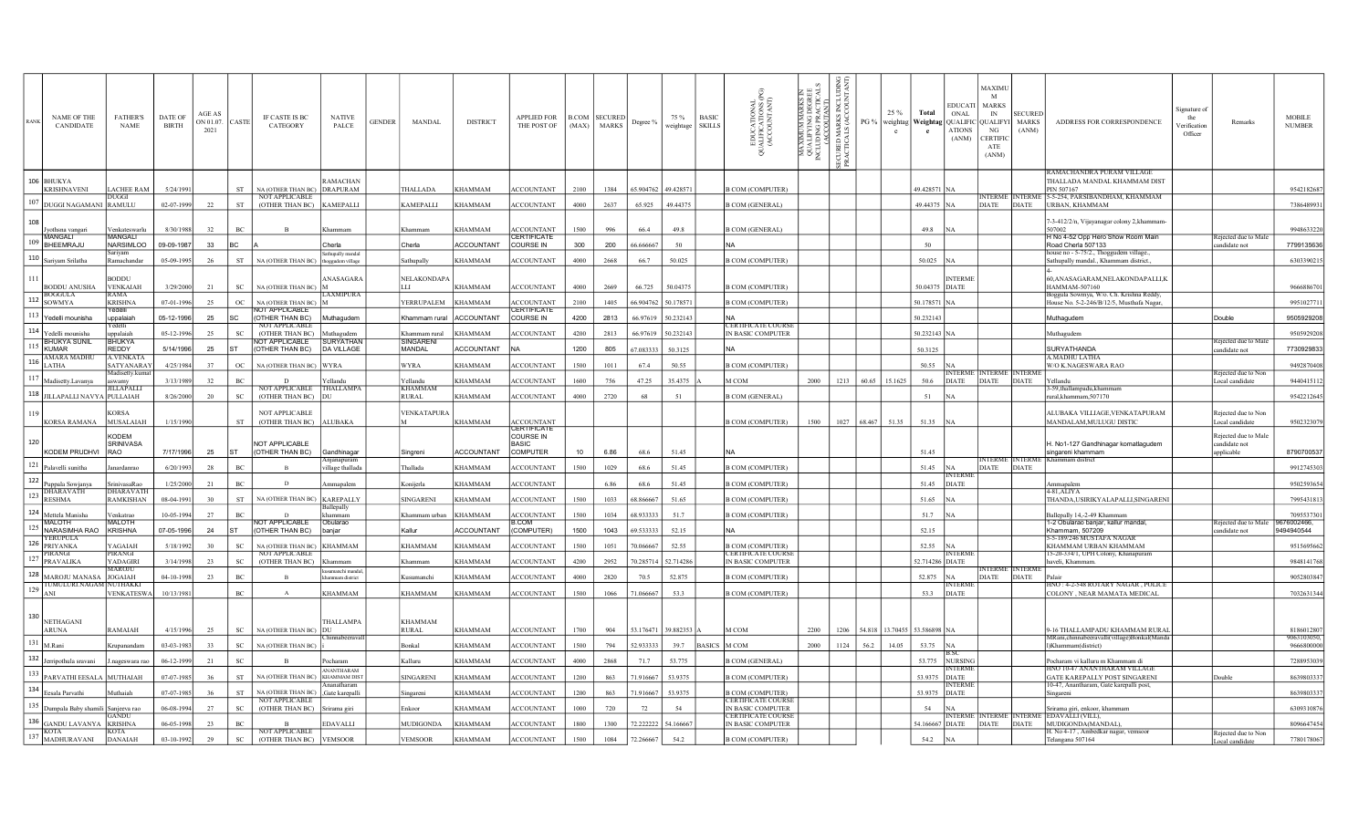| RANK | NAME OF THE CANDIDATE | FATHER'S NAME | DATE OF BIRTH | AGE AS ON 01.07.2021 | CASTE | IF CASTE IS BC CATEGORY | NATIVE PALCE | GENDER | MANDAL | DISTRICT | APPLIED FOR THE POST OF | B.COM (MAX) | SECURED MARKS | Degree % | 75 % weightage | BASIC SKILLS | EDUCATIONAL QUALIFICATIONS (PG) (ACCOUNTANT) | MAXIMUM MARKS IN QUALIFYING DEGREE INCLUDING PRACTICALS (ACCOUNTANT) | SECURED MARKS INCLUDING PRACTICALS (ACCOUNTANT) | PG % | 25 % weightage | Total Weightage | EDUCATIONAL QUALIFICATIONS (ANM) | MAXIMUM MARKS IN QUALIFYING CERTIFICATE (ANM) | SECURED MARKS (ANM) | ADDRESS FOR CORRESPONDENCE | Signature of the Verification Officer | Remarks | MOBILE NUMBER |
|---|---|---|---|---|---|---|---|---|---|---|---|---|---|---|---|---|---|---|---|---|---|---|---|---|---|---|---|---|---|
| 106 | BHUKYA KRISHNAVENI | LACHEE RAM | 5/24/1991 | | ST | NA (OTHER THAN BC) | RAMACHANDRAPURAM | | THALLADA | KHAMMAM | ACCOUNTANT | 2100 | 1384 | 65.904762 | 49.428571 | | B COM (COMPUTER) | | | | | 49.428571 | NA | | | RAMACHANDRA PURAM VILLAGE THALLADA MANDAL KHAMMAM DIST PIN 507167 | | | 9542182687 |
| 107 | DUGGI NAGAMANI | DUGGI RAMULU | 02-07-1999 | 22 | ST | NOT APPLICABLE (OTHER THAN BC) | KAMEPALLI | | KAMEPALLI | KHAMMAM | ACCOUNTANT | 4000 | 2637 | 65.925 | 49.44375 | | B COM (GENERAL) | | | | | 49.44375 | NA | INTERMEDIATE | INTERMEDIATE | 5-5-254, PARSIBANDHAM, KHAMMAM URBAN, KHAMMAM | | | 7386489931 |
| 108 | Jyothsna vangari | Venkateswarlu | 8/30/1988 | 32 | BC | B | Khammam | | Khammam | KHAMMAM | ACCOUNTANT | 1500 | 996 | 66.4 | 49.8 | | B COM (GENERAL) | | | | | 49.8 | NA | | | 7-3-412/2/n, Vijayanagar colony 2,khammam-507002 | | | 9948633220 |
| 109 | MANGALI BHEEMRAJU | MANGALI NARSIMLOO | 09-09-1987 | 33 | BC | A | Cherla | | Cherla | ACCOUNTANT | CERTIFICATE COURSE IN | 300 | 200 | 66.666667 | 50 | | NA | | | | | 50 | | | | H No 4-52 Opp Hero Show Room Main Road Cherla 507133 | | Rejected due to Male candidate not | 7799135636 |
| 110 | Suriyam Srilatha | Suriyam Ramachandar | 05-09-1995 | 26 | ST | NA (OTHER THAN BC) | Sathupally mandal thogguden village | | Sathupally | KHAMMAM | ACCOUNTANT | 4000 | 2668 | 66.7 | 50.025 | | B COM (COMPUTER) | | | | | 50.025 | NA | | | house no - 5-75/2., Thogguden village,, Sathupally mandal., Khammam district., | | | 6303390215 |
| 111 | BODDU ANUSHA | BODDU VENKAIAH | 3/29/2000 | 21 | SC | NA (OTHER THAN BC) | ANASAGARAM | | NELAKONDAPALLI | KHAMMAM | ACCOUNTANT | 4000 | 2669 | 66.725 | 50.04375 | | B COM (COMPUTER) | | | | | 50.04375 | INTERMEDIATE | | | 4-60,ANASAGARAM,NELAKONDAPALLI,KHAMMAM-507160 | | | 9666886701 |
| 112 | BOGGULA SOWMYA | RAMA KRISHNA | 07-01-1996 | 25 | OC | NA (OTHER THAN BC) | LAXMIPURAM | | YERRUPALEM | KHAMMAM | ACCOUNTANT | 2100 | 1405 | 66.904762 | 50.178571 | | B COM (COMPUTER) | | | | | 50.178571 | NA | | | Boggula Sowmya, W/o. Ch. Krishna Reddy, House No. 5-2-246/B/12/5, Musthafa Nagar, | | | 9951027711 |
| 113 | Yedelli mounisha | Yedelli uppalaiah | 05-12-1996 | 25 | SC | NOT APPLICABLE (OTHER THAN BC) | Muthagudem | | Khammam rural | ACCOUNTANT | CERTIFICATE COURSE IN | 4200 | 2813 | 66.97619 | 50.232143 | | NA | | | | | 50.232143 | | | | Muthagudem | | Double | 9505929208 |
| 114 | Yedelli mounisha | Yedelli uppalaiah | 05-12-1996 | 25 | SC | NOT APPLICABLE (OTHER THAN BC) | Muthagudem | | Khammam rural | KHAMMAM | ACCOUNTANT | 4200 | 2813 | 66.97619 | 50.232143 | | CERTIFICATE COURSE IN BASIC COMPUTER | | | | | 50.232143 | NA | | | Muthagudem | | | 9505929208 |
| 115 | BHUKYA SUNIL KUMAR | BHUKYA REDDY | 5/14/1996 | 25 | ST | NOT APPLICABLE (OTHER THAN BC) | SURYATHANDA VILLAGE | | SINGARENI MANDAL | ACCOUNTANT | NA | 1200 | 805 | 67.083333 | 50.3125 | | NA | | | | | 50.3125 | | | | SURYATHANDA | | Rejected due to Male candidate not | 7730929833 |
| 116 | AMARA MADHU LATHA | A.VENKATA SATYANARAYANA | 4/25/1984 | 37 | OC | NA (OTHER THAN BC) | WYRA | | WYRA | KHAMMAM | ACCOUNTANT | 1500 | 1011 | 67.4 | 50.55 | | B COM (COMPUTER) | | | | | 50.55 | NA | | | A.MADHU LATHA W/O K.NAGESWARA RAO | | | 9492870408 |
| 117 | Madisetty.Lavanya | Madisetty.kumaraswamy | 3/13/1989 | 32 | BC | D | Yellandu | | Yellandu | KHAMMAM | ACCOUNTANT | 1600 | 756 | 47.25 | 35.4375 | A | M COM | 2000 | 1213 | 60.65 | 15.1625 | 50.6 | INTERMEDIATE | INTERMEDIATE | INTERMEDIATE | Yellandu | | Rejected due to Non Local candidate | 9440415112 |
| 118 | JILLAPALLI NAVYA | JILLAPALLI PULLAIAH | 8/26/2000 | 20 | SC | NOT APPLICABLE (OTHER THAN BC) | THALLAMPADU | | KHAMMAM RURAL | KHAMMAM | ACCOUNTANT | 4000 | 2720 | 68 | 51 | | B COM (GENERAL) | | | | | 51 | NA | | | 3-59,thallampadu,khammam rural,khammam,507170 | | | 9542212645 |
| 119 | KORSA RAMANA | KORSA MUSALAIAH | 1/15/1990 | | ST | NOT APPLICABLE (OTHER THAN BC) | ALUBAKA | | VENKATAPURAM | KHAMMAM | ACCOUNTANT | | | | | | B COM (COMPUTER) | 1500 | 1027 | 68.467 | 51.35 | 51.35 | NA | | | ALUBAKA VILLIAGE,VENKATAPURAM MANDALAM,MULUGU DISTIC | | Rejected due to Non Local candidate | 9502323079 |
| 120 | KODEM PRUDHVI | KODEM SRINIVASA RAO | 7/17/1996 | 25 | ST | NOT APPLICABLE (OTHER THAN BC) | Gandhinagar | | Singreni | ACCOUNTANT | CERTIFICATE COURSE IN BASIC COMPUTER | 10 | 6.86 | 68.6 | 51.45 | | NA | | | | | 51.45 | | | | H. No1-127 Gandhinagar komatlagudem singareni khammam | | Rejected due to Male candidate not applicable | 8790700537 |
| 121 | Palavelli sunitha | Janardanrao | 6/20/1993 | 28 | BC | B | Anjanapuram village thallada | | Thallada | KHAMMAM | ACCOUNTANT | 1500 | 1029 | 68.6 | 51.45 | | B COM (COMPUTER) | | | | | 51.45 | NA | INTERMEDIATE | INTERMEDIATE | Khammam district | | | 9912745303 |
| 122 | Puppala Sowjanya | SrinivasaRao | 1/25/2000 | 21 | BC | D | Ammapalem | | Konijerla | KHAMMAM | ACCOUNTANT | | | 6.86 | 68.6 | 51.45 | B COM (COMPUTER) | | | | | 51.45 | INTERMEDIATE | | | Ammapalem | | | 9502593654 |
| 123 | DHARAVATH RESHMA | DHARAVATH RAMKISHAN | 08-04-1991 | 30 | ST | NA (OTHER THAN BC) | KAREPALLY | | SINGARENI | KHAMMAM | ACCOUNTANT | 1500 | 1033 | 68.866667 | 51.65 | | B COM (COMPUTER) | | | | | 51.65 | NA | | | 4-81,ALIYA THANDA,USIRIKYALAPALLI,SINGARENI | | | 7995431813 |
| 124 | Mettela Manisha | Venkatrao | 10-05-1994 | 27 | BC | D | Ballepally khammam | | Khammam urban | KHAMMAM | ACCOUNTANT | 1500 | 1034 | 68.933333 | 51.7 | | B COM (COMPUTER) | | | | | 51.7 | NA | | | Ballepally 14-2-49 Khammam | | | 7095537301 |
| 125 | MALOTH NARASIMHA RAO | MALOTH KRISHNA | 07-05-1996 | 24 | ST | NOT APPLICABLE (OTHER THAN BC) | Obularao banjar | | Kallur | ACCOUNTANT | B.COM (COMPUTER) | 1500 | 1043 | 69.533333 | 52.15 | | NA | | | | | 52.15 | | | | 1-2 Obularao banjar, kallur mandal, Khammam, 507209 | | Rejected due to Male candidate not | 9676002466, 9494940544 |
| 126 | YERUPULA PRIYANKA | YAGAIAH | 5/18/1992 | 30 | SC | NA (OTHER THAN BC) | KHAMMAM | | KHAMMAM | KHAMMAM | ACCOUNTANT | 1500 | 1051 | 70.066667 | 52.55 | | B COM (COMPUTER) | | | | | 52.55 | NA | | | 5-5-189/246 MUSTAFA NAGAR KHAMMAM URBAN KHAMMAM | | | 9515695662 |
| 127 | PIRANGI PRAVALIKA | PIRANGI YADAGIRI | 3/14/1998 | 23 | SC | NOT APPLICABLE (OTHER THAN BC) | Khammam | | Khammam | KHAMMAM | ACCOUNTANT | 4200 | 2952 | 70.285714 | 52.714286 | | CERTIFICATE COURSE IN BASIC COMPUTER | | | | | 52.714286 | INTERMEDIATE | | | 15-20-334/1, OPH Colony, Khanapuram haveli, Khammam. | | | 9848141768 |
| 128 | MAROJU MANASA | MAROJU JOGAIAH | 04-10-1998 | 23 | BC | B | kusumanchi mandal, khammam district | | Kusumanchi | KHAMMAM | ACCOUNTANT | 4000 | 2820 | 70.5 | 52.875 | | B COM (COMPUTER) | | | | | 52.875 | NA | INTERMEDIATE | INTERMEDIATE | Palair | | | 9052803847 |
| 129 | TUMULURI NAGAMANI | NUTHAKKI VENKATESWA | 10/13/1981 | | BC | A | KHAMMAM | | KHAMMAM | KHAMMAM | ACCOUNTANT | 1500 | 1066 | 71.066667 | 53.3 | | B COM (COMPUTER) | | | | | 53.3 | INTERMEDIATE | | | HNO : 4-2-548 ROTARY NAGAR , POLICE COLONY , NEAR MAMATA MEDICAL. | | | 7032631344 |
| 130 | NETHAGANI ARUNA | RAMAIAH | 4/15/1996 | 25 | SC | NA (OTHER THAN BC) | THALLAMPADU | | KHAMMAM RURAL | KHAMMAM | ACCOUNTANT | 1700 | 904 | 53.176471 | 39.882353 | A | M COM | 2200 | 1206 | 54.818 | 13.70455 | 53.586898 | NA | | | 9-16 THALLAMPADU KHAMMAM RURAL | | | 8186012807 |
| 131 | M.Rani | Krupanandam | 03-03-1983 | 33 | SC | NA (OTHER THAN BC) | Chinnabeeravalli | | Bonkal | KHAMMAM | ACCOUNTANT | 1500 | 794 | 52.933333 | 39.7 | BASICS | M COM | 2000 | 1124 | 56.2 | 14.05 | 53.75 | NA | | | MRani,chinnabeeravalli(village)Bonkal(Mandal)Khammam(district) | | | 9063103030, 9666800000 |
| 132 | Jerripothula sravani | J.nageswara rao | 06-12-1999 | 21 | SC | B | Pocharam | | Kalluru | KHAMMAM | ACCOUNTANT | 4000 | 2868 | 71.7 | 53.775 | | B COM (GENERAL) | | | | | 53.775 | B.SC NURSING | | | Pocharam vi kalluru m Khammam di | | | 7288953039 |
| 133 | PARVATHI EESALA | MUTHAIAH | 07-07-1985 | 36 | ST | NA (OTHER THAN BC) | ANANTHARAM KHAMMAM DIST | | SINGARENI | KHAMMAM | ACCOUNTANT | 1200 | 863 | 71.916667 | 53.9375 | | B COM (COMPUTER) | | | | | 53.9375 | INTERMEDIATE | | | HNO 10-47 ANANTHARAM VILLAGE GATE KAREPALLY POST SINGARENI | | Double | 8639803337 |
| 134 | Eesala Parvathi | Muthaiah | 07-07-1985 | 36 | ST | NA (OTHER THAN BC) | Anantharam ,Gate karepalli | | Singareni | KHAMMAM | ACCOUNTANT | 1200 | 863 | 71.916667 | 53.9375 | | B COM (COMPUTER) | | | | | 53.9375 | INTERMEDIATE | | | 10-47, Anantharam, Gate karepalli post, Singareni | | | 8639803337 |
| 135 | Dumpala Baby shamili | Sanjeeva rao | 06-08-1994 | 27 | SC | C | Sriramu giri | | Enkoor | KHAMMAM | ACCOUNTANT | 1000 | 720 | 72 | 54 | | CERTIFICATE COURSE IN BASIC COMPUTER | | | | | 54 | NA | | | Sriramu giri, enkoor, khammam | | | 6309310876 |
| 136 | GANDU LAVANYA | GANDU KRISHNA | 06-05-1998 | 23 | BC | B | EDAVALLI | | MUDIGONDA | KHAMMAM | ACCOUNTANT | 1800 | 1300 | 72.222222 | 54.166667 | | CERTIFICATE COURSE IN BASIC COMPUTER | | | | | 54.166667 | INTERMEDIATE | INTERMEDIATE | INTERMEDIATE | EDAVALLI (VILL), MUDIGONDA(MANDAL), | | | 8096647454 |
| 137 | KOTA MADHURAVANI | KOTA DANAIAH | 03-10-1992 | 29 | SC | NOT APPLICABLE (OTHER THAN BC) | VEMSOOR | | VEMSOOR | KHAMMAM | ACCOUNTANT | 1500 | 1084 | 72.266667 | 54.2 | | B COM (COMPUTER) | | | | | 54.2 | NA | | | H. No 4-17 , Ambedkar nagar, vemsoor Telangana 507164 | | Rejected due to Non Local candidate | 7780178067 |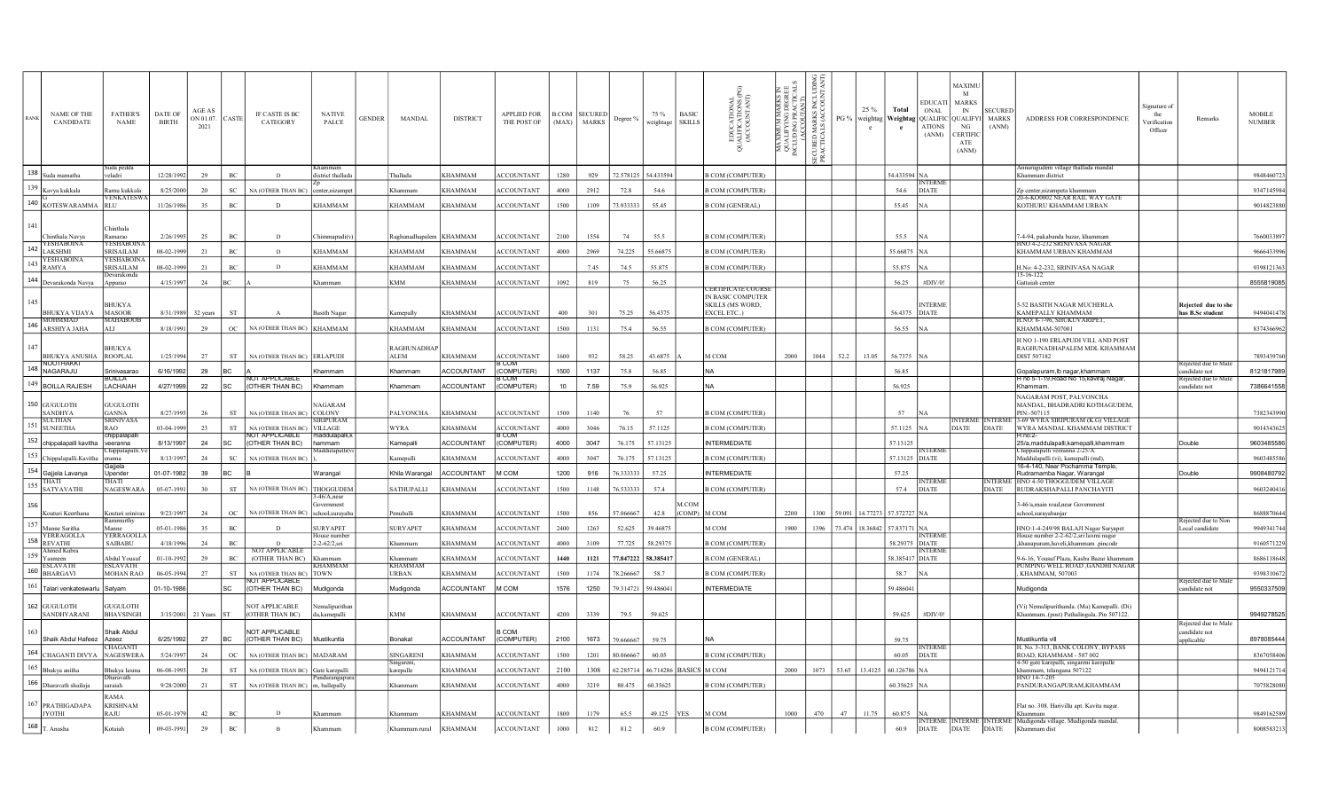| RANK | NAME OF THE CANDIDATE | FATHER'S NAME | DATE OF BIRTH | AGE AS ON 01.07.2021 | CASTE | IF CASTE IS BC CATEGORY | NATIVE PALCE | GENDER | MANDAL | DISTRICT | APPLIED FOR THE POST OF | B.COM (MAX) | SECURED MARKS | Degree % | 75 % weightage | BASIC SKILLS | EDUCATIONAL QUALIFICATIONS (PG) (ACCOUNTANT) | MAXIMUM MARKS IN QUALIFYING DEGREE INCLUDING PRACTICALS (ACCOUNTANT) | SECURED MARKS INCLUDING PRACTICALS (ACCOUNTANT) | PG % | 25 % weightage | Total Weightage | EDUCATIONAL QUALIFICATIONS (ANM) | MAXIMUM MARKS IN QUALIFYING CERTIFICATE (ANM) | SECURED MARKS (ANM) | ADDRESS FOR CORRESPONDENCE | Signature of the Verification Officer | Remarks | MOBILE NUMBER |
|---|---|---|---|---|---|---|---|---|---|---|---|---|---|---|---|---|---|---|---|---|---|---|---|---|---|---|---|---|---|
| 138 | Suda mamatha | Suda pedda veladri | 12/28/1992 | 29 | BC | D | Khammam district thallada | | Thallada | KHAMMAM | ACCOUNTANT | 1280 | 929 | 72.578125 | 54.433594 | | B COM (COMPUTER) | | | | | 54.433594 | NA | | | Annarugudem village thallada mandal Khammam district | | | 9848460723 |
| 139 | Kavya kukkala | Ramu kukkala | 8/25/2000 | 20 | SC | NA (OTHER THAN BC) | Zp center,nizampet | | Khammam | KHAMMAM | ACCOUNTANT | 4000 | 2912 | 72.8 | 54.6 | | B COM (COMPUTER) | | | | | 54.6 | INTERMEDIATE | | | Zp center,nizampeta khammam | | | 9347145984 |
| 140 | G KOTESWARAMMA | VENKATESWARLU | 11/26/1986 | 35 | BC | D | KHAMMAM | | KHAMMAM | KHAMMAM | ACCOUNTANT | 1500 | 1109 | 73.933333 | 55.45 | | B COM (GENERAL) | | | | | 55.45 | NA | | | 20-6-KO0002 NEAR RAIL WAY GATE KOTHURU KHAMMAM URBAN | | | 9014823880 |
| 141 | Chinthala Navya | Chinthala Ramarao | 2/26/1995 | 25 | BC | D | Chimmapali(v) | | Raghunadhapalem | KHAMMAM | ACCOUNTANT | 2100 | 1554 | 74 | 55.5 | | B COM (COMPUTER) | | | | | 55.5 | NA | | | 7-4-94, pakabanda bazar, khammam | | | 7660033897 |
| 142 | YESHABOINA LAKSHMI | YESHABOINA SRISAILAM | 08-02-1999 | 21 | BC | D | KHAMMAM | | KHAMMAM | KHAMMAM | ACCOUNTANT | 4000 | 2969 | 74.225 | 55.66875 | | B COM (COMPUTER) | | | | | 55.66875 | NA | | | HNO 4-2-232 SRINIVASA NAGAR KHAMMAM URBAN KHAMMAM | | | 9666433996 |
| 143 | YESHABOINA RAMYA | YESHABOINA SRISAILAM | 08-02-1999 | 21 | BC | D | KHAMMAM | | KHAMMAM | KHAMMAM | ACCOUNTANT | | 7.45 | 74.5 | 55.875 | | B COM (COMPUTER) | | | | | 55.875 | NA | | | H.No: 4-2-232, SRINIVASA NAGAR | | | 9398121363 |
| 144 | Devarakonda Navya | Devarakonda Apparao | 4/15/1997 | 24 | BC | A | Khammam | | KMM | KHAMMAM | ACCOUNTANT | 1092 | 819 | 75 | 56.25 | | B COM (COMPUTER) | | | | | 56.25 | #DIV/0! | | | 15-16-122 Gattaiah center | | | 8555819085 |
| 145 | BHUKYA VIJAYA | BHUKYA MASOOR | 8/31/1989 | 32 years | ST | A | Basith Nagar | | Kamepally | KHAMMAM | ACCOUNTANT | 400 | 301 | 75.25 | 56.4375 | | CERTIFICATE COURSE IN BASIC COMPUTER SKILLS (MS WORD, EXCEL ETC..) | | | | | 56.4375 | INTERMEDIATE | | | 5-52 BASITH NAGAR MUCHERLA KAMEPALLY KHAMMAM | | Rejected due to she has B.Sc student | 9494041478 |
| 146 | MOHMMAD ARSHIYA JAHA | MAHABOOB ALI | 8/18/1991 | 29 | OC | NA (OTHER THAN BC) | KHAMMAM | | KHAMMAM | KHAMMAM | ACCOUNTANT | 1500 | 1131 | 75.4 | 56.55 | | B COM (COMPUTER) | | | | | 56.55 | NA | | | H.NO: 8-7-96, SHUKUVARIPET, KHAMMAM-507001 | | | 8374366962 |
| 147 | BHUKYA ANUSHA | BHUKYA ROOPLAL | 1/25/1994 | 27 | ST | NA (OTHER THAN BC) | ERLAPUDI | | RAGHUNADHAPALEM | KHAMMAM | ACCOUNTANT | 1600 | 932 | 58.25 | 43.6875 | A | M COM | 2000 | 1044 | 52.2 | 13.05 | 56.7375 | NA | | | H NO 1-190 ERLAPUDI VILL AND POST RAGHUNADHAPALEM MDL KHAMMAM DIST 507182 | | | 7893439760 |
| 148 | NOOTHAKKI NAGARAJU | Srinivasarao | 6/16/1992 | 29 | BC | A | Khammam | | Khammam | ACCOUNTANT | ACCOUNTANT | | | | | | | | | | | | | | | | | | |

Note: Row 148 continues below in corrected column form.

| RANK | NAME OF THE CANDIDATE | FATHER'S NAME | DATE OF BIRTH | AGE AS ON 01.07.2021 | CASTE | IF CASTE IS BC CATEGORY | NATIVE PALCE | GENDER | MANDAL | DISTRICT | APPLIED FOR THE POST OF | B.COM (MAX) | SECURED MARKS | Degree % | 75 % weightage | BASIC SKILLS | EDUCATIONAL QUALIFICATIONS (PG) (ACCOUNTANT) | MAXIMUM MARKS IN QUALIFYING DEGREE INCLUDING PRACTICALS (ACCOUNTANT) | SECURED MARKS INCLUDING PRACTICALS (ACCOUNTANT) | PG % | 25 % weightage | Total Weightage | EDUCATIONAL QUALIFICATIONS (ANM) | MAXIMUM MARKS IN QUALIFYING CERTIFICATE (ANM) | SECURED MARKS (ANM) | ADDRESS FOR CORRESPONDENCE | Signature of the Verification Officer | Remarks | MOBILE NUMBER |
|---|---|---|---|---|---|---|---|---|---|---|---|---|---|---|---|---|---|---|---|---|---|---|---|---|---|---|---|---|---|
| 148 | NOOTHAKKI NAGARAJU | Srinivasarao | 6/16/1992 | 29 | BC | A | Khammam | | Khammam | ACCOUNTANT | B COM (COMPUTER) | 1500 | 1137 | 75.8 | 56.85 | | NA | | | | | 56.85 | | | | Gopalapuram,lb nagar,khammam | | Rejected due to Male candidate not | 8121817989 |
| 149 | BOILLA RAJESH | BOILLA LACHAIAH | 4/27/1999 | 22 | SC | NOT APPLICABLE (OTHER THAN BC) | Khammam | | Khammam | ACCOUNTANT | B COM (COMPUTER) | 10 | 7.59 | 75.9 | 56.925 | | NA | | | | | 56.925 | | | | H no 5-1-19,Road No 15,Kaviraj Nagar, Khammam. | | Rejected due to Male candidate not | 7386641558 |
| 150 | GUGULOTH SANDHYA | GUGULOTH GANNA | 8/27/1995 | 26 | ST | NA (OTHER THAN BC) | NAGARAM COLONY | | PALVONCHA | KHAMMAM | ACCOUNTANT | 1500 | 1140 | 76 | 57 | | B COM (COMPUTER) | | | | | 57 | NA | | | NAGARAM POST, PALVONCHA MANDAL, BHADRADRI KOTHAGUDEM, PIN:-507115 | | | 7382343990 |
| 151 | SULTHAN SUNEETHA | SRINIVASA RAO | 03-04-1999 | 23 | ST | NA (OTHER THAN BC) | SIRIPURAM VILLAGE | | WYRA | KHAMMAM | ACCOUNTANT | 4000 | 3046 | 76.15 | 57.1125 | | B COM (COMPUTER) | | | | | 57.1125 | NA | INTERMEDIATE | INTERMEDIATE | 3-69 WYRA SIRIPURAM (K.G) VILLAGE WYRA MANDAL KHAMMAM DISTRICT | | | 9014343625 |
| 152 | chippalapalli kavitha | chippalapalli veeranna | 8/13/1997 | 24 | SC | NOT APPLICABLE (OTHER THAN BC) | maddulapalli,khammam | | Kamepalli | ACCOUNTANT | B COM (COMPUTER) | 4000 | 3047 | 76.175 | 57.13125 | | INTERMEDIATE | | | | | 57.13125 | | | | H.no:2-25/a,maddulapalli,kamepalli,khammam | | Double | 9603485586 |
| 153 | Chippalapalli.Kavitha | Chippalapalli.Veeranna | 8/13/1997 | 24 | SC | NA (OTHER THAN BC) | Maddulapalli(v), | | Kamepalli | KHAMMAM | ACCOUNTANT | 4000 | 3047 | 76.175 | 57.13125 | | B COM (COMPUTER) | | | | | 57.13125 | INTERMEDIATE | | | Chippalapalli veeranna 2-25/A Maddulapalli (vi), kamepalli (md), | | | 9603485586 |
| 154 | Gajjela Lavanya | Gajjela Upender | 01-07-1982 | 39 | BC | B | Warangal | | Khila Warangal | ACCOUNTANT | M COM | 1200 | 916 | 76.333333 | 57.25 | | INTERMEDIATE | | | | | 57.25 | | | | 16-4-140, Near Pochamma Temple, Rudramamba Nagar, Warangal | | Double | 9908480792 |
| 155 | THATI SATYAVATHI | THATI NAGESWARA | 05-07-1991 | 30 | ST | NA (OTHER THAN BC) | THOGGUDEM | | SATHUPALLI | KHAMMAM | ACCOUNTANT | 1500 | 1148 | 76.533333 | 57.4 | | B COM (COMPUTER) | | | | | 57.4 | INTERMEDIATE | | INTERMEDIATE | HNO 4-50 THOGGUDEM VILLAGE RUDRAKSHAPALLI PANCHAYITI | | | 9603240416 |
| 156 | Kouturi Keerthana | Kouturi srinivas | 9/23/1997 | 24 | OC | NA (OTHER THAN BC) | 3-46/A,near Government school,surayabad | | Penubulli | KHAMMAM | ACCOUNTANT | 1500 | 856 | 57.066667 | 42.8 | M.COM (COMP) | M COM | 2200 | 1300 | 59.091 | 14.77273 | 57.572727 | NA | | | 3-46/a,main road,near Government school,surayabanjar | | | 8688870644 |
| 157 | Manne Saritha | Rammurthy Manne | 05-01-1986 | 35 | BC | D | SURYAPET | | SURYAPET | KHAMMAM | ACCOUNTANT | 2400 | 1263 | 52.625 | 39.46875 | | M COM | 1900 | 1396 | 73.474 | 18.36842 | 57.837171 | NA | | | HNO:1-4-249/98 BALAJI Nagar Suryapet | | Rejected due to Non Local candidate | 9949341744 |
| 158 | YERRAGOLLA REVATHI | YERRAGOLLA SAIBABU | 4/18/1996 | 24 | BC | D | House number 2-2-62/2,sri | | Khammam | KHAMMAM | ACCOUNTANT | 4000 | 3109 | 77.725 | 58.29375 | | B COM (COMPUTER) | | | | | 58.29375 | INTERMEDIATE | | | House number 2-2-62/2,sri laxmi nagar ,khanapuram,haveli,khammam ,pincode | | | 9160571229 |
| 159 | Ahmed Kubra Yasmeen | Abdul Yousuf | 01-10-1992 | 29 | BC | NOT APPLICABLE (OTHER THAN BC) | Khammam | | Khammam | KHAMMAM | ACCOUNTANT | 1440 | 1121 | 77.847222 | 58.385417 | | B.COM (GENERAL) | | | | | 58.385417 | INTERMEDIATE | | | 9-6-16, Yousuf Plaza, Kasba Bazar khammam | | | 8686118648 |
| 160 | ESLAVATH BHARGAVI | ESLAVATH MOHAN RAO | 06-05-1994 | 27 | ST | NA (OTHER THAN BC) | KHAMMAM TOWN | | KHAMMAM URBAN | KHAMMAM | ACCOUNTANT | 1500 | 1174 | 78.266667 | 58.7 | | B COM (COMPUTER) | | | | | 58.7 | NA | | | PUMPING WELL ROAD ,GANDHI NAGAR , KHAMMAM, 507003 | | | 9398310672 |
| 161 | Talari venkateswarlu | Satyam | 01-10-1986 | | SC | NOT APPLICABLE (OTHER THAN BC) | Mudigonda | | Mudigonda | ACCOUNTANT | M COM | 1576 | 1250 | 79.314721 | 59.486041 | | INTERMEDIATE | | | | | 59.486041 | | | | Mudigonda | | Rejected due to Male candidate not | 9550337509 |
| 162 | GUGULOTH SANDHYARANI | GUGULOTH BHAVSINGH | 3/15/2001 | 21 Years | ST | NOT APPLICABLE (OTHER THAN BC) | Nemalipurithanda,kamepalli | | KMM | KHAMMAM | ACCOUNTANT | 4200 | 3339 | 79.5 | 59.625 | | | | | | | 59.625 | #DIV/0! | | | (Vi) Nemalipurithanda. (Ma) Kamepalli. (Di) Khammam..(post) Pathalingala..Pin 507122. | | | 9949278525 |
| 163 | Shaik Abdul Hafeez | Shaik Abdul Azeez | 6/25/1992 | 27 | BC | NOT APPLICABLE (OTHER THAN BC) | Mustikuntla | | Bonakal | ACCOUNTANT | B COM (COMPUTER) | 2100 | 1673 | 79.666667 | 59.75 | | NA | | | | | 59.75 | | | | Mustikuntla vill | | Rejected due to Male candidate not applicable | 8978085444 |
| 164 | CHAGANTI DIVYA | CHAGANTI NAGESWERA | 5/24/1997 | 24 | OC | NA (OTHER THAN BC) | MADARAM | | SINGARENI | KHAMMAM | ACCOUNTANT | 1500 | 1201 | 80.066667 | 60.05 | | B COM (COMPUTER) | | | | | 60.05 | INTERMEDIATE | | | H. No. 3-313, BANK COLONY, BYPASS ROAD, KHAMMAM - 507 002 | | | 8367058406 |
| 165 | Bhukya anitha | Bhukya laxma | 06-08-1993 | 28 | ST | NA (OTHER THAN BC) | Gate karepalli | | Singareni, karepalle | KHAMMAM | ACCOUNTANT | 2100 | 1308 | 62.285714 | 46.714286 | BASICS | M COM | 2000 | 1073 | 53.65 | 13.4125 | 60.126786 | NA | | | 4-50 gate karepalli, singareni karepalle khammam, telangana 507122 | | | 9494121714 |
| 166 | Dharavath shailaja | Dharavath saraiah | 9/28/2000 | 21 | ST | NA (OTHER THAN BC) | Pandurangapuram, ballepally | | Khammam | KHAMMAM | ACCOUNTANT | 4000 | 3219 | 80.475 | 60.35625 | | B COM (COMPUTER) | | | | | 60.35625 | NA | | | HNO 14-7-205 PANDURANGAPURAM,KHAMMAM | | | 7075828080 |
| 167 | PRATHIGADAPA JYOTHI | RAMA KRISHNAM RAJU | 05-01-1979 | 42 | BC | D | Khammam | | Khammam | KHAMMAM | ACCOUNTANT | 1800 | 1179 | 65.5 | 49.125 | YES | M COM | 1000 | 470 | 47 | 11.75 | 60.875 | NA | | | Flat no. 308. Harivillu apt. Kavita nagar. Khammam | | | 9849162589 |
| 168 | T. Anusha | Kotaiah | 09-03-1991 | 29 | BC | B | Khammam | | Khammam rural | KHAMMAM | ACCOUNTANT | 1000 | 812 | 81.2 | 60.9 | | B COM (COMPUTER) | | | | | 60.9 | INTERMEDIATE | INTERMEDIATE | INTERMEDIATE | Mudigonda village. Mudigonda mandal. Khammam dist | | | 8008583213 |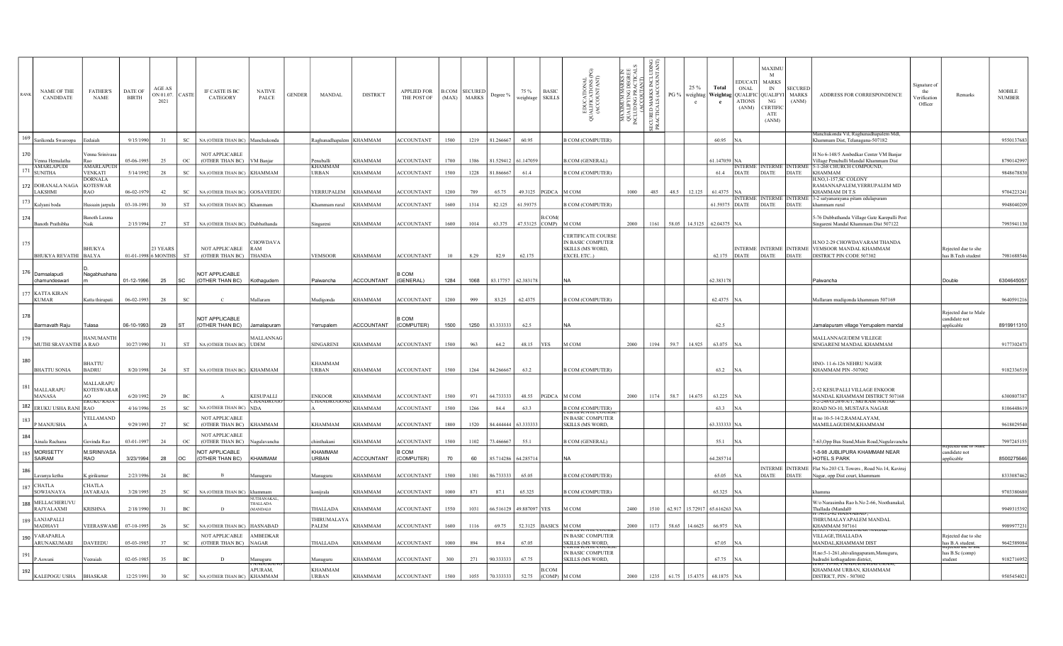| RANK | NAME OF THE CANDIDATE | FATHER'S NAME | DATE OF BIRTH | AGE AS ON 01.07.2021 | CASTE | IF CASTE IS BC CATEGORY | NATIVE PALCE | GENDER | MANDAL | DISTRICT | APPLIED FOR THE POST OF | B.COM (MAX) | SECURED MARKS | Degree % | 75 % weightage | BASIC SKILLS | EDUCATIONAL QUALIFICATIONS (PG) (ACCOUNTANT) | MAXIMUM MARKS IN QUALIFYING DEGREE INCLUDING PRACTICALS (ACCOUNTANT) | SECURED MARKS INCLUDING PRACTICALS (ACCOUNTANT) | PG % | 25 % weightage | Total Weightage | EDUCATIONAL QUALIFICATIONS (ANM) | MAXIMUM MARKS IN QUALIFYING CERTIFICATE (ANM) | SECURED MARKS (ANM) | ADDRESS FOR CORRESPONDENCE | Signature of the Verification Officer | Remarks | MOBILE NUMBER |
|---|---|---|---|---|---|---|---|---|---|---|---|---|---|---|---|---|---|---|---|---|---|---|---|---|---|---|---|---|---|
| 169 | Sarikonda Swaroopa | Eedaiah | 9/15/1990 | 31 | SC | NA (OTHER THAN BC) | Manchukonda | | Raghunadhapalem | KHAMMAM | ACCOUNTANT | 1500 | 1219 | 81.266667 | 60.95 | | B.COM (COMPUTER) | | | | | 60.95 | NA | | | Manchukonda Vil, Raghunadhapalem Mdl, Khammam Dist, Telangana-507182 | | | 9550137683 |
| 170 | Vemna Hemalatha | Vemna Srinivasa Rao | 05-06-1995 | 25 | OC | NOT APPLICABLE (OTHER THAN BC) | VM Banjar | | Penuballi | KHAMMAM | ACCOUNTANT | 1700 | 1386 | 81.529412 | 61.147059 | | B.COM (GENERAL) | | | | | 61.147059 | NA | | | H No 6-148/5 Ambedkar Center VM Banjar Village Penuballi Mandal Khammam Dist | | | 8790142997 |
| 171 | AMARLAPUDI SUNITHA | AMARLAPUDI VENKATI | 5/14/1992 | 28 | SC | NA (OTHER THAN BC) | KHAMMAM | | KHAMMAM URBAN | KHAMMAM | ACCOUNTANT | 1500 | 1228 | 81.866667 | 61.4 | | B.COM (COMPUTER) | | | | | 61.4 | INTERMEDIATE | INTERMEDIATE | INTERMEDIATE | 5-1-268 CHURCH COMPOUND, KHAMMAM | | | 9848678830 |
| 172 | DORANALA NAGA LAKSHMI | DORNALA KOTESWAR RAO | 06-02-1979 | 42 | SC | NA (OTHER THAN BC) | GOSAVEEDU | | YERRUPALEM | KHAMMAM | ACCOUNTANT | 1200 | 789 | 65.75 | 49.3125 | PGDCA | M COM | 1000 | 485 | 48.5 | 12.125 | 61.4375 | NA | | | H.NO,1-157,SC COLONY RAMANNAPALEM,YERRUPALEM MD KHAMMAM DI T.S | | | 9704223241 |
| 173 | Kalyani boda | Hussain jarpula | 03-10-1991 | 30 | ST | NA (OTHER THAN BC) | Khammam | | Khammam rural | KHAMMAM | ACCOUNTANT | 1600 | 1314 | 82.125 | 61.59375 | | B.COM (COMPUTER) | | | | | 61.59375 | INTERMEDIATE | INTERMEDIATE | INTERMEDIATE | 3-2 satyanarayana pilam edulapuram khammam rural | | | 9948040209 |
| 174 | Banoth Prathibha | Banoth Laxma Naik | 2/15/1994 | 27 | ST | NA (OTHER THAN BC) | Dubbuthanda | | Singareni | KHAMMAM | ACCOUNTANT | 1600 | 1014 | 63.375 | 47.53125 | B.COM( COMP) | M COM | 2000 | 1161 | 58.05 | 14.5125 | 62.04375 | NA | | | 5-76 Dubbathanda Village Gate Karepalli Post Singareni Mandal Khammam Dist 507122 | | | 7993941130 |
| 175 | BHUKYA REVATHI | BHUKYA BALYA | 01-01-1998 | 23 YEARS 6 MONTHS | ST | NOT APPLICABLE (OTHER THAN BC) | CHOWDAVARAM THANDA | | VEMSOOR | KHAMMAM | ACCOUNTANT | 10 | 8.29 | 82.9 | 62.175 | | CERTIFICATE COURSE IN BASIC COMPUTER SKILLS (MS WORD, EXCEL ETC..) | | | | | 62.175 | INTERMEDIATE | INTERMEDIATE | INTERMEDIATE | H.NO 2-29 CHOWDAVARAM THANDA VEMSOOR MANDAL KHAMMAM DISTRICT PIN CODE 507302 | | Rejected due to she has B.Tech student | 7981688546 |
| 176 | Damsalapudi chamundeswari | D. Nagabhushanam | 01-12-1996 | 25 | SC | NOT APPLICABLE (OTHER THAN BC) | Kothagudem | | Palwancha | ACCOUNTANT | B COM (GENERAL) | 1284 | 1068 | 83.17757 | 62.383178 | | NA | | | | | 62.383178 | | | | Palwancha | | Double | 6304645057 |
| 177 | KATTA KIRAN KUMAR | Katta thirupati | 06-02-1993 | 28 | SC | C | Mallaram | | Mudigonda | KHAMMAM | ACCOUNTANT | 1200 | 999 | 83.25 | 62.4375 | | B.COM (COMPUTER) | | | | | 62.4375 | NA | | | Mallaram mudigonda khammam 507169 | | | 9640591216 |
| 178 | Barmavath Raju | Tulasa | 06-10-1993 | 29 | ST | NOT APPLICABLE (OTHER THAN BC) | Jamalapuram | | Yerrupalem | ACCOUNTANT | B COM (COMPUTER) | 1500 | 1250 | 83.333333 | 62.5 | | NA | | | | | 62.5 | | | | Jamalapuram village Yerrupalem mandal | | Rejected due to Male candidate not applicable | 8919911310 |
| 179 | MUTHI SRAVANTHI | HANUMANTHA RAO | 10/27/1990 | 31 | ST | NA (OTHER THAN BC) | MALLANNAGUDEM | | SINGARENI | KHAMMAM | ACCOUNTANT | 1500 | 963 | 64.2 | 48.15 | YES | M COM | 2000 | 1194 | 59.7 | 14.925 | 63.075 | NA | | | MALLANNAGUDEM VILLEGE SINGARENI MANDAL KHAMMAM | | | 9177302473 |
| 180 | BHATTU SONIA | BHATTU BADRU | 8/20/1998 | 24 | ST | NA (OTHER THAN BC) | KHAMMAM | | KHAMMAM URBAN | KHAMMAM | ACCOUNTANT | 1500 | 1264 | 84.266667 | 63.2 | | B.COM (COMPUTER) | | | | | 63.2 | NA | | | HNO- 11-6-126 NEHRU NAGER KHAMMAM PIN -507002 | | | 9182336519 |
| 181 | MALLARAPU MANASA | MALLARAPU KOTESWARARAO | 6/20/1992 | 29 | BC | A | KESUPALLI | | ENKOOR | KHAMMAM | ACCOUNTANT | 1500 | 971 | 64.733333 | 48.55 | PGDCA | M COM | 2000 | 1174 | 58.7 | 14.675 | 63.225 | NA | | | 2-52 KESUPALLI VILLAGE ENKOOR MANDAL KHAMMAM DISTRICT 507168 | | | 6300807387 |
| 182 | ERUKU USHA RANI | ERUKU RAJA RAO | 4/16/1996 | 25 | SC | NA (OTHER THAN BC) | CHANDRUGONDA | | CHANDRUGONDA | KHAMMAM | ACCOUNTANT | 1500 | 1266 | 84.4 | 63.3 | | B.COM (COMPUTER) | | | | | 63.3 | NA | | | 5-2-248/C/20/6/A/1, SRI RAM NAGAR ROAD NO-10, MUSTAFA NAGAR | | | 8106448619 |
| 183 | P MANJUSHA | YELLAMAND A | 9/29/1993 | 27 | SC | NOT APPLICABLE (OTHER THAN BC) | KHAMMAM | | KHAMMAM | KHAMMAM | ACCOUNTANT | 1800 | 1520 | 84.444444 | 63.333333 | | CERTIFICATE COURSE IN BASIC COMPUTER SKILLS (MS WORD, | | | | | 63.333333 | NA | | | H no 10-5-14/2,RAMALAYAM, MAMILLAGUDEM,KHAMMAM | | | 9618029540 |
| 184 | Ainala Rachana | Govinda Rao | 03-01-1997 | 24 | OC | NOT APPLICABLE (OTHER THAN BC) | Nagulavancha | | chinthakani | KHAMMAM | ACCOUNTANT | 1500 | 1102 | 73.466667 | 55.1 | | B.COM (GENERAL) | | | | | 55.1 | NA | | | 7-63,Opp Bus Stand,Main Road,Nagulavancha | | | 7997245155 |
| 185 | MORISETTY SAIRAM | M.SRINIVASA RAO | 3/23/1994 | 28 | OC | NOT APPLICABLE (OTHER THAN BC) | KHAMMAM | | KHAMMAM URBAN | ACCOUNTANT | B COM (COMPUTER) | 70 | 60 | 85.714286 | 64.285714 | | NA | | | | | 64.285714 | | | | 1-8-98 JUBLIPURA KHAMMAM NEAR HOTEL S PARK | | Rejected due to Male candidate not applicable | 8500275646 |
| 186 | Lavanya kotha | K giriKumar | 2/23/1996 | 24 | BC | B | Manuguru | | Manuguru | KHAMMAM | ACCOUNTANT | 1500 | 1301 | 86.733333 | 65.05 | | B.COM (COMPUTER) | | | | | 65.05 | NA | INTERMEDIATE | INTERMEDIATE | Flat No.203 CL Towers , Road No.14, Kaviraj Nagar, opp Dist court, khammam | | | 8333087462 |
| 187 | CHATLA SOWJANAYA | CHATLA JAYARAJA | 3/28/1995 | 25 | SC | NA (OTHER THAN BC) | khammam | | konijrala | KHAMMAM | ACCOUNTANT | 1000 | 871 | 87.1 | 65.325 | | B.COM (COMPUTER) | | | | | 65.325 | NA | | | khamma | | | 9703380680 |
| 188 | MELLACHERUVU RAJYALAXMI | KRISHNA | 2/18/1990 | 31 | BC | D | NUTHANAKAL, THALLADA (MANDAL0 | | THALLADA | KHAMMAM | ACCOUNTANT | 1550 | 1031 | 66.516129 | 49.887097 | YES | M COM | 2400 | 1510 | 62.917 | 15.72917 | 65.616263 | NA | | | W/o Narasimha Rao h.No 2-66, Noothanakal, Thallada (Mandal0 | | | 9949315392 |
| 189 | LANJAPALLI MADHAVI | VEERASWAMI | 07-10-1995 | 26 | SC | NA (OTHER THAN BC) | HASNABAD | | THIRUMALAYAPALEM | KHAMMAM | ACCOUNTANT | 1600 | 1116 | 69.75 | 52.3125 | BASICS | M COM | 2000 | 1173 | 58.65 | 14.6625 | 66.975 | NA | | | H.NO.2-4, HASNABAD, THIRUMALAYAPALEM MANDAL KHAMMAM 507161 | | | 9989977231 |
| 190 | VARAPARLA ARUNAKUMARI | DAVEEDU | 05-03-1985 | 37 | SC | NOT APPLICABLE (OTHER THAN BC) | AMBEDKAR NAGAR | | THALLADA | KHAMMAM | ACCOUNTANT | 1000 | 894 | 89.4 | 67.05 | | CERTIFICATE COURSE IN BASIC COMPUTER SKILLS (MS WORD, | | | | | 67.05 | NA | | | H.NO-1-65, AMBEDKAR NAGAR VILLAGE,THALLADA MANDAL,KHAMMAM DIST | | Rejected due to she has B.A student. | 9642589084 |
| 191 | P.Aswani | Veeraiah | 02-05-1985 | 35 | BC | D | Manuguru | | Manuguru | KHAMMAM | ACCOUNTANT | 300 | 271 | 90.333333 | 67.75 | | CERTIFICATE COURSE IN BASIC COMPUTER SKILLS (MS WORD, | | | | | 67.75 | NA | | | H.no:5-1-261,shivalingapuram,Manuguru, badradri kothagudem district, | | Rejected due to she has B.Sc (comp) student | 9182716952 |
| 192 | KALEPOGU USHA | BHASKAR | 12/25/1991 | 30 | SC | NA (OTHER THAN BC) | PANDURANGAPURAM, KHAMMAM | | KHAMMAM URBAN | KHAMMAM | ACCOUNTANT | 1500 | 1055 | 70.333333 | 52.75 | B.COM (COMP) | M COM | 2000 | 1235 | 61.75 | 15.4375 | 68.1875 | NA | | | H.NO. 11-90, PANDURANGAPURAM, KHAMMAM URBAN, KHAMMAM DISTRICT, PIN - 507002 | | | 9505454021 |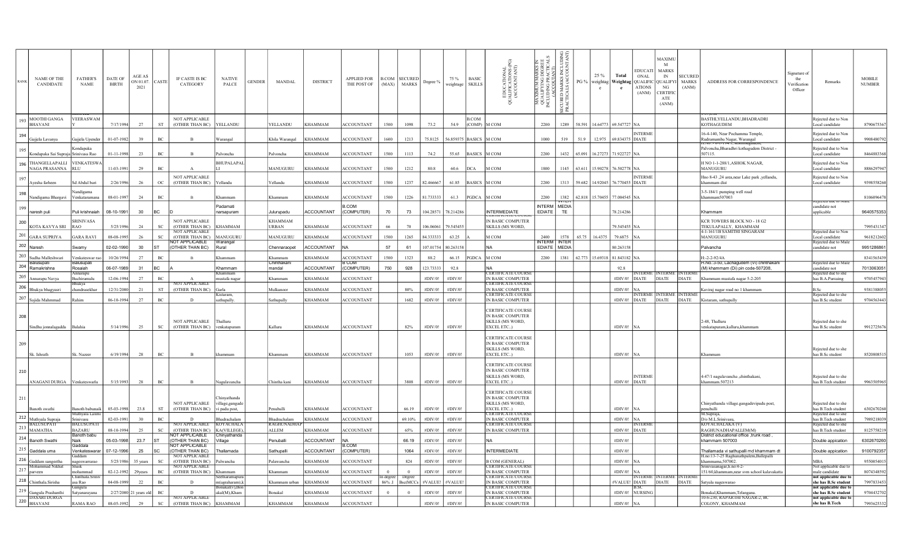| RANK | NAME OF THE CANDIDATE | FATHER'S NAME | DATE OF BIRTH | AGE AS ON 01.07. 2021 | CASTE | IF CASTE IS BC CATEGORY | NATIVE PALCE | GENDER | MANDAL | DISTRICT | APPLIED FOR THE POST OF | B.COM (MAX) | SECURED MARKS | Degree % | 75 % weightage | BASIC SKILLS | EDUCATIONAL QUALIFICATIONS (PG) (ACCOUNTANT) | MAXIMUM MARKS IN QUALIFYING DEGREE (INCLUDING PRACTICALS ACCOUNTANT) | SECURED MARKS INCLUDING PRACTICALS (ACCOUNTANT) | PG % | 25 % weightage | Total Weightage | EDUCATIONAL QUALIFICATIONS (ANM) | MAXIMUM MARKS IN QUALIFYING CERTIFICATE (ANM) | SECURED MARKS (ANM) | ADDRESS FOR CORRESPONDENCE | Signature of the Verification Officer | Remarks | MOBILE NUMBER |
|---|---|---|---|---|---|---|---|---|---|---|---|---|---|---|---|---|---|---|---|---|---|---|---|---|---|---|---|---|---|
| 193 | MOOTHI GANGA BHAVANI | VEERASWAMY | 7/17/1994 | 27 | ST | NOT APPLICABLE (OTHER THAN BC) | YELLANDU | | YELLANDU | KHAMMAM | ACCOUNTANT | 1500 | 1098 | 73.2 | 54.9 | B.COM (COMP) | M COM | 2200 | 1289 | 58.591 | 14.64773 | 69.547727 | NA | | | BASTHI,YELLANDU,BHADRADRI KOTHAGUDEM | | Rejected due to Non Local candidate | 8790675367 |
| 194 | Gajjela Lavanya | Gajjela Upender | 01-07-1982 | 39 | BC | B | Warangal | | Khila Warangal | KHAMMAM | ACCOUNTANT | 1600 | 1213 | 75.8125 | 56.859375 | BASICS | M COM | 1000 | 519 | 51.9 | 12.975 | 69.834375 | INTERMEDIATE | | | 16-4-140, Near Pochamma Temple, Rudramamba Nagar, Warangal | | Rejected due to Non Local candidate | 9908480792 |
| 195 | Kondapaka Sai Supraja | Kondapaka Srinivasa Rao | 01-11-1998 | 23 | BC | B | Palvoncha | | Palvoncha | KHAMMAM | ACCOUNTANT | 1500 | 1113 | 74.2 | 55.65 | BASICS | M COM | 2200 | 1432 | 65.091 | 16.27273 | 71.922727 | NA | | | Palvoncha,Bhadradhri kothagudem District - 507115. | | Rejected due to Non Local candidate | 8464883368 |
| 196 | THANGELLAPALLI NAGA PRASANNA | VENKATESWARLU | 11-03-1991 | 29 | BC | A | BHUPALAPALLI | | MANUGURU | KHAMMAM | ACCOUNTANT | 1500 | 1212 | 80.8 | 60.6 | DCA | M COM | 1800 | 1145 | 63.611 | 15.90278 | 76.502778 | NA | | | H NO 1-1-288/1,ASHOK NAGAR, MANUGURU | | Rejected due to Non Local candidate | 8886297947 |
| 197 | Ayesha farheen | Sd Abdul bari | 2/26/1996 | 26 | OC | NOT APPLICABLE (OTHER THAN BC) | Yellandu | | Yellandu | KHAMMAM | ACCOUNTANT | 1500 | 1237 | 82.466667 | 61.85 | BASICS | M COM | 2200 | 1313 | 59.682 | 14.92045 | 76.770455 | INTERMEDIATE | | | Hno 8-43 ,24 area,near Lake park ,yellandu, khammam dist | | Rejected due to Non Local candidate | 9398558260 |
| 198 | Nandigama Bhargavi | Nandigama Venkataramana | 08-01-1997 | 24 | BC | B | Khammam | | Khammam | KHAMMAM | ACCOUNTANT | 1500 | 1226 | 81.733333 | 61.3 | PGDCA | M COM | 2200 | 1382 | 62.818 | 15.70455 | 77.004545 | NA | | | 3-5-184/1 pumping well road khammam507003 | | | 8106096478 |
| 199 | naresh puli | Puli krishnaiah | 08-10-1991 | 30 | BC | D | Padamati narsapuram | | Julurupadu | ACCOUNTANT | B.COM (COMPUTER) | 70 | 73 | 104.28571 | 78.214286 | | INTERMEDIATE | INTERMEDIATE | MEDIATE | | | 78.214286 | | | | Khammam | | Rejected due to Male candidate not applicable | 9640575353 |
| 200 | KOTA KAVYA SRI | SRINIVASA RAO | 5/25/1996 | 24 | SC | NOT APPLICABLE (OTHER THAN BC) | KHAMMAM | | KHAMMAM URBAN | KHAMMAM | ACCOUNTANT | 66 | 70 | 106.06061 | 79.545455 | | CERTIFICATE COURSE IN BASIC COMPUTER SKILLS (MS WORD, | | | | | 79.545455 | NA | | | KCR TOWERS BLOCK NO - 18 G2 TEKULAPALLY, KHAMMAM | | | 7995431347 |
| 201 | GARA SUPRIYA | GARA RAVI | 08-08-1995 | 26 | SC | NOT APPLICABLE (OTHER THAN BC) | MANUGURU | | MANUGURU | KHAMMAM | ACCOUNTANT | 1500 | 1265 | 84.333333 | 63.25 | A | M COM | 2400 | 1578 | 65.75 | 16.4375 | 79.6875 | NA | | | 4-1-161/1B SAMITHI SINGARAM MANUGURU | | Rejected due to Non Local candidate | 9618212602 |
| 202 | Naresh | Swamy | 02-02-1990 | 30 | ST | NOT APPLICABLE (OTHER THAN BC) | Warangal Rural | | Chennaraopet | ACCOUNTANT | NA | 57 | 61 | 107.01754 | 80.263158 | | NA | INTERMEDIATE | INTERMEDIA | | | 80.263158 | | | | Palvancha | | Rejected due to Male candidate not | 9951286861 |
| 203 | Sudha Malleshwari | Venkateswar rao | 10/26/1994 | 27 | BC | B | Khammam | | Khammam | KHAMMAM | ACCOUNTANT | 1500 | 1323 | 88.2 | 66.15 | PGDCA | M COM | 2200 | 1381 | 62.773 | 15.69318 | 81.843182 | NA | | | H:-2-2-92/4A | | | 8341565439 |
| 204 | Balusupati Ramakrishna | Balusupati Rosaiah | 06-07-1989 | 31 | BC | A | Khammam | | Chinthakani mandal | ACCOUNTANT | B.COM (COMPUTER) | 750 | 928 | 123.73333 | 92.8 | | NA | | | | | 92.8 | | | | H.No.:3-50, Lachagudem (vi) chinthakani (M) khammam (Di) pin code-507208, | | Rejected due to Male candidate not | 7013063051 |
| 205 | Annarapu Navya | Annarapu Buchiramulu | 12-06-1994 | 27 | BC | A | Khammam mustafa nagar | | Khammam | KHAMMAM | ACCOUNTANT | | | #DIV/0! | #DIV/0! | | CERTIFICATE COURSE IN BASIC COMPUTER | | | | | #DIV/0! | INTERMEDIATE | INTERMEDIATE | INTERMEDIATE | Khammam mustafa nagar 5-2-205 | | Rejected due to she has B.A.Pursuing | 9705457943 |
| 206 | Bhukya bhagyasri | Bhukya chandrasekhar | 12/31/2000 | 21 | ST | NOT APPLICABLE (OTHER THAN BC) | Garla | | Mulkanoor | KHAMMAM | ACCOUNTANT | | 80% | #DIV/0! | #DIV/0! | | CERTIFICATE COURSE IN BASIC COMPUTER | | | | | #DIV/0! | NA | | | Kaviraj nagar road no 1 khammam | | B.Sc | 9381388055 |
| 207 | Sajida Mahmmad | Rahim | 06-10-1994 | 27 | BC | D | Kistaram, sathupally. | | Sathupally | KHAMMAM | ACCOUNTANT | | 1682 | #DIV/0! | #DIV/0! | | CERTIFICATE COURSE IN BASIC COMPUTER | | | | | #DIV/0! | INTERMEDIATE | INTERMEDIATE | INTERMEDIATE | Kistaram, sathupally | | Rejected due to she has B.Sc student | 9704563443 |
| 208 | Sindhu jonnalagadda | Balahia | 5/14/1996 | 25 | SC | NOT APPLICABLE (OTHER THAN BC) | Thalluru venkatapuram | | Kalluru | KHAMMAM | ACCOUNTANT | | 82% | #DIV/0! | #DIV/0! | | CERTIFICATE COURSE IN BASIC COMPUTER SKILLS (MS WORD, EXCEL ETC..) | | | | | #DIV/0! | NA | | | 2-48, Thalluru venkatapuram,kalluru,khammam | | Rejected due to she has B.Sc student | 9912725676 |
| 209 | Sk. Ishrath | Sk. Nazeer | 6/19/1994 | 28 | BC | B | khammam | | Khammam | KHAMMAM | ACCOUNTANT | | 1053 | #DIV/0! | #DIV/0! | | CERTIFICATE COURSE IN BASIC COMPUTER SKILLS (MS WORD, EXCEL ETC..) | | | | | #DIV/0! | NA | | | Khammam | | Rejected due to she has B.Sc student | 8520808515 |
| 210 | ANAGANI DURGA | Venkateswarlu | 5/15/1993 | 28 | BC | B | Nagalavancha | | Chintha kani | KHAMMAM | ACCOUNTANT | | 3808 | #DIV/0! | #DIV/0! | | CERTIFICATE COURSE IN BASIC COMPUTER SKILLS (MS WORD, EXCEL ETC..) | | | | | #DIV/0! | INTERMEDIATE | | | 4-47/1 nagalavancha ,chinthakani, khammam,507213 | | Rejected due to she has B.Tech student | 9963505965 |
| 211 | Banoth swathi | Banoth babunaik | 05-03-1998 | 23.8 | ST | NOT APPLICABLE (OTHER THAN BC) | Chinyathanda village,gangadevi padu post, | | Penuballi | KHAMMAM | ACCOUNTANT | | 66.19 | #DIV/0! | #DIV/0! | | CERTIFICATE COURSE IN BASIC COMPUTER SKILLS (MS WORD, EXCEL ETC..) | | | | | #DIV/0! | NA | | | Chinyathanda village.gangadevipadu post, penuballi | | Rejected due to she has B.Tech student | 6302670260 |
| 212 | Muthyala Supraja | Muthyala Laxmi Srinivasu | 02-03-1991 | 30 | BC | D | Bhadrachalam | | Bhadrachalam | KHAMMAM | ACCOUNTANT | | 69.10% | #DIV/0! | #DIV/0! | | CERTIFICATE COURSE IN BASIC COMPUTER | | | | | #DIV/0! | NA | | | M.Supraja, D/o M.L.Srinivasu, | | Rejected due to she has B.Tech student | 7989218039 |
| 213 | BALUSUPATI MAMATHA | BALUSUPATI BAZARU | 08-10-1994 | 25 | SC | NOT APPLICABLE (OTHER THAN BC) | KOYACHALAKA(VILLAGE), | | RAGHUNADHAPALLEM | KHAMMAM | ACCOUNTANT | | 65% | #DIV/0! | #DIV/0! | | CERTIFICATE COURSE IN BASIC COMPUTER | | | | | #DIV/0! | INTERMEDIATE | | | KOYACHALAKA(V) RAGHUNADHAPALLEM(M) | | Rejected due to she has B.Tech student | 8125758219 |
| 214 | Banoth Swathi | Banoth babu Naik | 05-03-1998 | 23.7 | ST | NOT APPLICABLE (OTHER THAN BC) | Chinyathanda Village | | Penuballi | ACCOUNTANT | NA | | 66.19 | #DIV/0! | #DIV/0! | | NA | | | | | #DIV/0! | | | | District educational office ,trunk road , khammam 507003 | | Double appication | 6302670260 |
| 215 | Gaddala uma | Gaddala Venkateswarar | 07-12-1996 | 25 | SC | NOT APPLICABLE (OTHER THAN BC) | Thallamada | | Sathupalli | ACCOUNTANT | B.COM (COMPUTER) | | 1064 | #DIV/0! | #DIV/0! | | INTERMEDIATE | | | | | #DIV/0! | | | | Thallamada vi sathupalli md khammam dt | | Double appication | 9100792357 |
| 216 | Gaddam sangeetha | Gaddam nageswararao | 5/25/1986 | 35 years | SC | NOT APPLICABLE (OTHER THAN BC) | Palwancha | | Palawancha | KHAMMAM | ACCOUNTANT | | 824 | #DIV/0! | #DIV/0! | | B COM (GENERAL) | | | | | #DIV/0! | NA | | | H.no:13-7-25 Raghunathpalem,Balleppalli khammama,507002. | | MBA | 9550054015 |
| 217 | Mohammad Nikhat parveen | Shaik mohammad | 02-12-1992 | 29years | BC | NOT APPLICABLE (OTHER THAN BC) | Khammam | | Khammam | KHAMMAM | ACCOUNTANT | 0 | 0 | #DIV/0! | #DIV/0! | | CERTIFICATE COURSE IN BASIC COMPUTER | | | | | #DIV/0! | NA | | | Srinivasanagar,h.no:4-2-151/60,khammam,near svm school kalavakatta | | Not applicable due to male candidate | 8074348592 |
| 218 | Chinthala.Sirisha | Chinthala.Srinivasa Rao | 04-08-1999 | 22 | BC | D | Seetharamapuram(agraharam),k | | Khammam urban | KHAMMAM | ACCOUNTANT | In degree 86% .1 | Degree Bsc(MCCs | #VALUE! | #VALUE! | | CERTIFICATE COURSE IN BASIC COMPUTER | | | | | #VALUE! | INTERMEDIATE | INTERMEDIATE | INTERMEDIATE | Satyala nageswarao | | not applicable due to she has B.Sc student | 7997833453 |
| 219 | Gangula Prashanthi | Gangula Satyanarayana | 2/27/2000 | 21 years old | BC | D | Bonakal(v),(Bonakal(M),Kham | | Bonakal | KHAMMAM | ACCOUNTANT | 0 | 0 | #DIV/0! | #DIV/0! | | CERTIFICATE COURSE IN BASIC COMPUTER | | | | | #DIV/0! | B.Sc NURSING | | | Bonakal,Khammam,Telangana. | | not applicable due to she has B.Sc student | 9704432702 |
| 220 | DASARI DURGA BHAVANI | RAMA RAO | 08-05-1992 | 29 | SC | NOT APPLICABLE (OTHER THAN BC) | KHAMMAM | | KHAMMAM | KHAMMAM | ACCOUNTANT | | | #DIV/0! | #DIV/0! | | CERTIFICATE COURSE IN BASIC COMPUTER | | | | | #DIV/0! | NA | | | 10-6-250, RAPARTHI NAGAR-2, BC COLONY, KHAMMAM | | not applicable due to she has B.Tech | 7993625332 |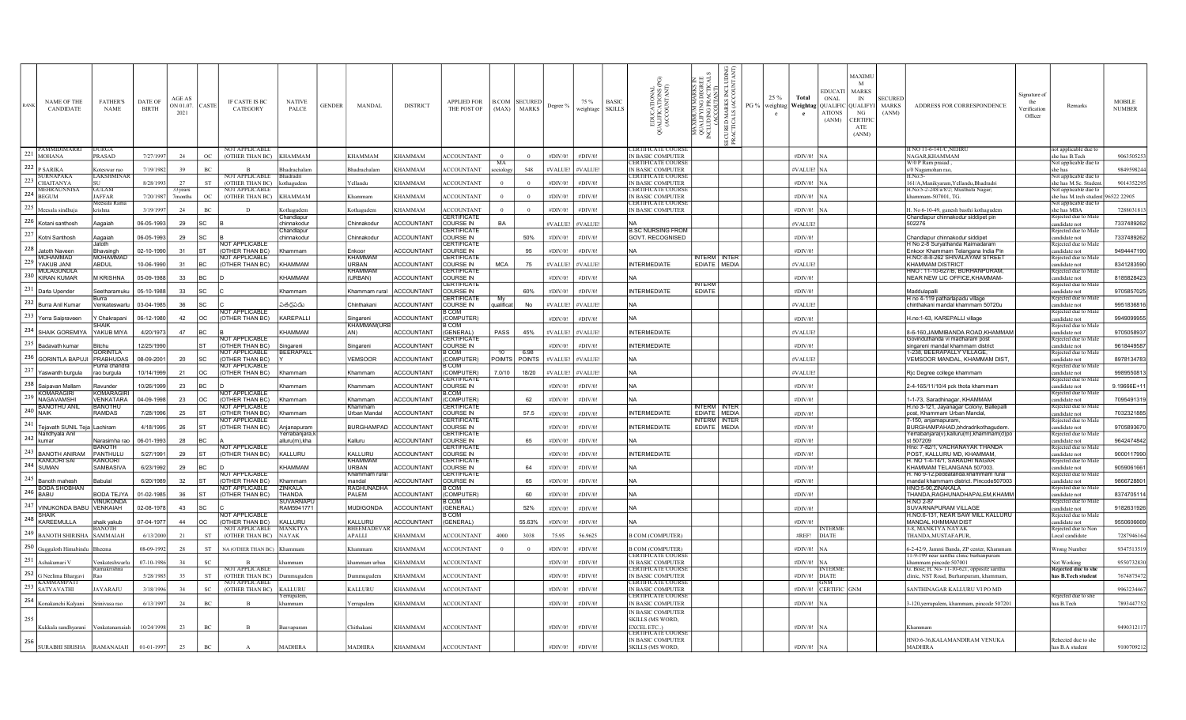| RANK | NAME OF THE CANDIDATE | FATHER'S NAME | DATE OF BIRTH | AGE AS ON 01.07.2021 | CASTE | IF CASTE IS BC CATEGORY | NATIVE PALCE | GENDER | MANDAL | DISTRICT | APPLIED FOR THE POST OF | B.COM (MAX) | SECURED MARKS | Degree % | 75 % weightage | BASIC SKILLS | EDUCATIONAL QUALIFICATIONS (PG) (ACCOUNTANT) | MAXIMUM MARKS IN QUALIFYING DEGREE INCLUDING PRACTICALS (ACCOUNTANT) | SECURED MARKS INCLUDING PRACTICALS (ACCOUNTANT) | PG % | 25 % weightage | Total Weightage | EDUCATIONAL QUALIFICATIONS (ANM) | MAXIMUM MARKS IN QUALIFYING CERTIFICATE (ANM) | SECURED MARKS (ANM) | ADDRESS FOR CORRESPONDENCE | Signature of the Verification Officer | Remarks | MOBILE NUMBER |
|---|---|---|---|---|---|---|---|---|---|---|---|---|---|---|---|---|---|---|---|---|---|---|---|---|---|---|---|---|---|
| 221 | PAMMIDIMARRI MOHANA | DURGA PRASAD | 7/27/1997 | 24 | OC | NOT APPLICABLE (OTHER THAN BC) | KHAMMAM | | KHAMMAM | KHAMMAM | ACCOUNTANT | 0 | 0 | #DIV/0! | #DIV/0! | | CERTIFICATE COURSE IN BASIC COMPUTER | | | | | #DIV/0! | NA | | | H NO 11-6-14/C,NEHRU NAGAR,KHAMMAM | | not applicable due to she has B.Tech | 9063505253 |
| 222 | P SARIKA | Koteswar rao | 7/19/1982 | 39 | BC | B | Bhadrachalam | | Bhadrachalam | KHAMMAM | ACCOUNTANT | MA sociology | 548 | #VALUE! | #VALUE! | | CERTIFICATE COURSE IN BASIC COMPUTER | | | | | #VALUE! | NA | | | W/0 P Ram prasad , s/0 Nagamohan rao, | | Not applicable due to she has | 9849598244 |
| 223 | SURNAPAKA CHAITANYA | LAKSHMINARSU | 8/28/1993 | 27 | ST | NOT APPLICABLE (OTHER THAN BC) | Bhadradri kothagudem | | Yellandu | KHAMMAM | ACCOUNTANT | 0 | 0 | #DIV/0! | #DIV/0! | | CERTIFICATE COURSE IN BASIC COMPUTER | | | | | #DIV/0! | NA | | | H.No:5-161/A,Manikyaram,Yellandu,Bhadradri | | Not applicable due to she has M.Sc. Student | 9014352295 |
| 224 | MEHRAUNNISA BEGUM | GULAM JAFFAR | 7/20/1987 | 33years 7months | OC | NOT APPLICABLE (OTHER THAN BC) | KHAMMAM | | Khammam | KHAMMAM | ACCOUNTANT | 0 | 0 | #DIV/0! | #DIV/0! | | CERTIFICATE COURSE IN BASIC COMPUTER | | | | | #DIV/0! | NA | | | H.No:5-2-248/a/8/2, Mustafia Nagar, khammam-507001, TG. | | Not applicable due to she has M.tech student | 96522 22905 |
| 225 | Meesala sindhuja | Meesala Rama krishna | 3/19/1997 | 24 | BC | D | Kothagudem | | Kothagudem | KHAMMAM | ACCOUNTANT | 0 | 0 | #DIV/0! | #DIV/0! | | CERTIFICATE COURSE IN BASIC COMPUTER | | | | | #DIV/0! | NA | | | H. No 6-10-49, ganesh basthi kothagudem | | Not applicable due to she has MBA | 7288031813 |
| 226 | Kotani santhosh | Aagaiah | 06-05-1993 | 29 | SC | B | Chandlapur chinnakodur | | Chinnakodur | ACCOUNTANT | CERTIFICATE COURSE IN | BA | | #VALUE! | #VALUE! | | NA | | | | | #VALUE! | | | | Chandlapur chinnakodur siddipet pin 502276 | | Rejected due to Male candidate not | 7337489262 |
| 227 | Kotni Santhosh | Aagaiah | 06-05-1993 | 29 | SC | B | Chandlapur chinnakodur | | Chinnakodur | ACCOUNTANT | CERTIFICATE COURSE IN | | 50% | #DIV/0! | #DIV/0! | | B.SC NURSING FROM GOVT. RECOGNISED | | | | | #DIV/0! | | | | Chandlapur chinnakodur siddipet | | Rejected due to Male candidate not | 7337489262 |
| 228 | Jatoth Naveen | Jatoth Bhavsingh | 02-10-1990 | 31 | ST | NOT APPLICABLE (OTHER THAN BC) | Khammam | | Enkoor | ACCOUNTANT | CERTIFICATE COURSE IN | | 95 | #DIV/0! | #DIV/0! | | NA | | | | | #DIV/0! | | | | H No 2-8 Suryathanda Raimadaram Enkoor Khammam Telangana India Pin | | Rejected due to Male candidate not | 9494447190 |
| 229 | MOHAMMAD YAKUB JANI | MOHAMMAD ABDUL | 10-06-1990 | 31 | BC | E | KHAMMAM | | KHAMMAM URBAN | ACCOUNTANT | CERTIFICATE COURSE IN | MCA | 75 | #VALUE! | #VALUE! | | INTERMEDIATE | INTERMEDIATE | INTERMEDIA | | | #VALUE! | | | | H.NO:-8-8-262 SHIVALAYAM STREET KHAMMAM DISTRICT | | Rejected due to Male candidate not | 8341283590 |
| 230 | MULAGUNDLA KIRAN KUMAR | M KRISHNA | 05-09-1988 | 33 | BC | D | KHAMMAM | | KHAMMAM (URBAN) | ACCOUNTANT | CERTIFICATE COURSE IN | | | #DIV/0! | #DIV/0! | | NA | | | | | #DIV/0! | | | | HNO : 11-10-627/B, BURHANPURAM, NEAR NEW LIC OFFICE,KHAMMAM- | | Rejected due to Male candidate not | 8185828423 |
| 231 | Darla Upender | Seetharamuku | 05-10-1988 | 33 | SC | C | Khammam | | Khammam rural | ACCOUNTANT | CERTIFICATE COURSE IN | | 60% | #DIV/0! | #DIV/0! | | INTERMEDIATE | INTERMEDIATE | | | | #DIV/0! | | | | Maddulapalli | | Rejected due to Male candidate not | 9705857025 |
| 232 | Burra Anil Kumar | Burra Venkateswarlu | 03-04-1985 | 36 | SC | C | పుతర్లపడు | | Chinthakani | ACCOUNTANT | CERTIFICATE COURSE IN | My qualificat | No | #VALUE! | #VALUE! | | NA | | | | | #VALUE! | | | | H no 4-119 patharlapadu village chinthakani mandal khammam 50720u | | Rejected due to Male candidate not | 9951836816 |
| 233 | Yerra Saipraveen | Y Chakrapani | 06-12-1980 | 42 | OC | NOT APPLICABLE (OTHER THAN BC) | KAREPALLI | | Singareni | ACCOUNTANT | B COM (COMPUTER) | | | #DIV/0! | #DIV/0! | | NA | | | | | #DIV/0! | | | | H.no:1-63, KAREPALLI village | | Rejected due to Male candidate not | 9949099955 |
| 234 | SHAIK GOREMIYA | SHAIK YAKUB MIYA | 4/20/1973 | 47 | BC | B | KHAMMAM | | KHAMMAM(URBAN) | ACCOUNTANT | B COM (GENERAL) | PASS | 45% | #VALUE! | #VALUE! | | INTERMEDIATE | | | | | #VALUE! | | | | 8-6-160,JAMMIBANDA ROAD,KHAMMAM | | Rejected due to Male candidate not | 9705058937 |
| 235 | Badavath kumar | Bitchu | 12/25/1990 | | ST | NOT APPLICABLE (OTHER THAN BC) | Singareni | | Singareni | ACCOUNTANT | CERTIFICATE COURSE IN | | | #DIV/0! | #DIV/0! | | INTERMEDIATE | | | | | #DIV/0! | | | | Govindhuthanda vi madharam post singareni mandal khammam district | | Rejected due to Male candidate not | 9618449587 |
| 236 | GORINTLA BAPUJI | GORINTLA PRABHUDAS | 08-09-2001 | 20 | SC | NOT APPLICABLE (OTHER THAN BC) | BEERAPALLI | | VEMSOOR | ACCOUNTANT | B COM (COMPUTER) | 10 POIMTS | 6.98 POINTS | #VALUE! | #VALUE! | | NA | | | | | #VALUE! | | | | 1-238, BEERAPALLY VILLAGE, VEMSOOR MANDAL, KHAMMAM DIST, | | Rejected due to Male candidate not | 8978134783 |
| 237 | Yaswanth burgula | Purna chandra rao burgula | 10/14/1999 | 21 | OC | NOT APPLICABLE (OTHER THAN BC) | Khammam | | Khammam | ACCOUNTANT | B COM (COMPUTER) | 7.0/10 | 18/20 | #VALUE! | #VALUE! | | NA | | | | | #VALUE! | | | | Rjc Degree college khammam | | Rejected due to Male candidate not | 9989550813 |
| 238 | Saipavan Mallam | Ravunder | 10/26/1999 | 23 | BC | D | Khammam | | Khammam | ACCOUNTANT | CERTIFICATE COURSE IN | | | #DIV/0! | #DIV/0! | | NA | | | | | #DIV/0! | | | | 2-4-165/11/10/4 pck thota khammam | | Rejected due to Male candidate not | 9.19666E+11 |
| 239 | KOMARAGIRI NAGAVAMSHI | KOMARAGIRI VENKATARA | 04-09-1998 | 23 | OC | NOT APPLICABLE (OTHER THAN BC) | Khammam | | Khammam | ACCOUNTANT | B.COM (COMPUTER) | | 62 | #DIV/0! | #DIV/0! | | NA | | | | | #DIV/0! | | | | 1-1-73, Saradhinagar, KHAMMAM | | Rejected due to Male candidate not | 7095491319 |
| 240 | BANOTHU ANIL NAIK | BANOTHU RAMDAS | 7/28/1996 | 25 | ST | NOT APPLICABLE (OTHER THAN BC) | Khammam | | Khammam Urban Mandal | ACCOUNTANT | CERTIFICATE COURSE IN | | 57.5 | #DIV/0! | #DIV/0! | | INTERMEDIATE | INTERMEDIATE | INTER MEDIA | | | #DIV/0! | | | | H.no 3-121, Jayanagar Colony, Ballepalli post, Khammam Urban Mandal, | | Rejected due to Male candidate not | 7032321885 |
| 241 | Tejavath SUNIL Teja | Lachiram | 4/18/1995 | 26 | ST | NOT APPLICABLE (OTHER THAN BC) | Anjanapuram | | BURGHAMPAD | ACCOUNTANT | CERTIFICATE COURSE IN | | | #DIV/0! | #DIV/0! | | INTERMEDIATE | INTERMEDIATE | INTER MEDIA | | | #DIV/0! | | | | 7-150, anjamapuram, BURGHAMPAHAD,bhdradrikothagudem. | | Rejected due to Male candidate not | 9705893670 |
| 242 | Nandhyala Anil kumar | Narasimha rao | 06-01-1993 | 28 | BC | A | Yerrabanjara,kalluru(m),kha | | Kalluru | ACCOUNTANT | CERTIFICATE COURSE IN | | 65 | #DIV/0! | #DIV/0! | | NA | | | | | #DIV/0! | | | | Yerrabanjara(v),kalluru(m),khammam(d)po st 507209 | | Rejected due to Male candidate not | 9642474842 |
| 243 | BANOTH ANIRAM | BANOTH PANTHULU | 5/27/1991 | 29 | ST | NOT APPLICABLE (OTHER THAN BC) | KALLURU | | KALLURU | ACCOUNTANT | CERTIFICATE COURSE IN | | | #DIV/0! | #DIV/0! | | INTERMEDIATE | | | | | #DIV/0! | | | | Hno: 7-82/1, VACHANAYAK THANDA POST, KALLURU MD, KHAMMAM, | | Rejected due to Male candidate not | 9000117990 |
| 244 | KANOORI SAI SUMAN | KANOORI SAMBASIVA | 6/23/1992 | 29 | BC | D | KHAMMAM | | KHAMMAM URBAN | ACCOUNTANT | CERTIFICATE COURSE IN | | 64 | #DIV/0! | #DIV/0! | | NA | | | | | #DIV/0! | | | | H. NO 1-4-14/1, SARADHI NAGAR KHAMMAM TELANGANA 507003. | | Rejected due to Male candidate not | 9059061661 |
| 245 | Banoth mahesh | Babulal | 6/20/1989 | 32 | ST | NOT APPLICABLE (OTHER THAN BC) | Khammam | | Khammam rural mandal | ACCOUNTANT | CERTIFICATE COURSE IN | | 65 | #DIV/0! | #DIV/0! | | NA | | | | | #DIV/0! | | | | H. No 9-12,peddathanda.khammam rural mandal khammam district. Pincode507003 | | Rejected due to Male candidate not | 9866728801 |
| 246 | BODA SHOBHAN BABU | BODA TEJYA | 01-02-1985 | 36 | ST | NOT APPLICABLE (OTHER THAN BC) | ZINKALA THANDA | | RAGHUNADHA PALEM | ACCOUNTANT | B COM (COMPUTER) | | 60 | #DIV/0! | #DIV/0! | | NA | | | | | #DIV/0! | | | | HNO:5-90,ZINAKALA THANDA,RAGHUNADHAPALEM,KHAMM | | Rejected due to Male candidate not | 8374705114 |
| 247 | VINUKONDA BABU | VINUKONDA VENKAIAH | 02-08-1978 | 43 | SC | C | SUVARNAPURAM5941771 | | MUDIGONDA | ACCOUNTANT | B COM (GENERAL) | | 52% | #DIV/0! | #DIV/0! | | NA | | | | | #DIV/0! | | | | H.NO 2-87 SUVARNAPURAM VILLAGE | | Rejected due to Male candidate not | 9182631926 |
| 248 | SHAIK KAREEMULLA | shaik yakub | 07-04-1977 | 44 | OC | NOT APPLICABLE (OTHER THAN BC) | KALLURU | | KALLURU | ACCOUNTANT | B COM (GENERAL) | | 55.63% | #DIV/0! | #DIV/0! | | NA | | | | | #DIV/0! | | | | H.NO.6-131, NEAR SAW MILL KALLURU MANDAL KHMMAM DIST | | Rejected due to Male candidate not | 9550606669 |
| 249 | BANOTH SHIRISHA | BANOTH SAMMAIAH | 6/13/2000 | 21 | ST | NOT APPLICABLE (OTHER THAN BC) | MANKTYA NAYAK | | BHEEMADEVARAPALLI | KHAMMAM | ACCOUNTANT | 4000 | 3038 | 75.95 | 56.9625 | | B COM (COMPUTER) | | | | | #REF! | INTERMEDIATE | | | 3-8, MANKTYA NAYAK THANDA,MUSTAFAPUR, | | Rejected due to Non Local candidate | 7287946164 |
| 250 | Gugguloth Himabindu | Bheema | 08-09-1992 | 28 | ST | NA (OTHER THAN BC) | Khammam | | Khammam | KHAMMAM | ACCOUNTANT | 0 | 0 | #DIV/0! | #DIV/0! | | B COM (COMPUTER) | | | | | #DIV/0! | NA | | | 6-2-42/9, Jammi Banda, ZP center, Khammam | | Wrong Number | 9347513519 |
| 251 | Ashakumari V | Venkateshwarlu | 07-10-1986 | 34 | SC | B | khammam | | khammam urban | KHAMMAM | ACCOUNTANT | | | #DIV/0! | #DIV/0! | | CERTIFICATE COURSE IN BASIC COMPUTER | | | | | #DIV/0! | NA | | | 11-9-199 near santha clinic burhanpuram khammam pincode:507001 | | Not Working | 9550732830 |
| 252 | G Neelima Bhargavi | Ramakrishna Rao | 5/28/1985 | 35 | ST | NOT APPLICABLE (OTHER THAN BC) | Dummugudem | | Dummugudem | KHAMMAM | ACCOUNTANT | | | #DIV/0! | #DIV/0! | | CERTIFICATE COURSE IN BASIC COMPUTER | | | | | #DIV/0! | INTERMEDIATE | | | G. Bose, H. No- 11-10-621, opposite saritha clinic, NST Road, Burhanpuram, khammam, | | **Rejected due to she has B.Tech student** | 7674875472 |
| 253 | KAMMAMPATI SATYAVATHI | JAYARAJU | 3/18/1996 | 34 | SC | NOT APPLICABLE (OTHER THAN BC) | KALLURU | | KALLURU | KHAMMAM | ACCOUNTANT | | | #DIV/0! | #DIV/0! | | CERTIFICATE COURSE IN BASIC COMPUTER | | | | | #DIV/0! | GNM CERTIFIC | GNM | | SANTHINAGAR KALLURU VI PO MD | | | 9963234467 |
| 254 | Konakanchi Kalyani | Srinivasa rao | 6/13/1997 | 24 | BC | B | Yerrupalem, khammam | | Yerrupalem | KHAMMAM | ACCOUNTANT | | | #DIV/0! | #DIV/0! | | CERTIFICATE COURSE IN BASIC COMPUTER | | | | | #DIV/0! | NA | | | 3-120,yerrupalem, khammam, pincode 507201 | | Rejected due to she has B.Tech | 7893447752 |
| 255 | Kukkala sandhyarani | Venkatanarsaiah | 10/24/1998 | 23 | BC | B | Basvapuram | | Chithakani | KHAMMAM | ACCOUNTANT | | | #DIV/0! | #DIV/0! | | IN BASIC COMPUTER SKILLS (MS WORD, EXCEL ETC.) | | | | | #DIV/0! | NA | | | Khammam | | | 9490312117 |
| 256 | SURABHI SIRISHA | RAMANAIAH | 01-01-1997 | 25 | BC | A | MADHIRA | | MADHIRA | KHAMMAM | ACCOUNTANT | | | #DIV/0! | #DIV/0! | | CERTIFICATE COURSE IN BASIC COMPUTER SKILLS (MS WORD, | | | | | #DIV/0! | NA | | | HNO:6-36,KALAMANDIRAM VENUKA MADHIRA | | Rehected due to she has B.A student | 9100709212 |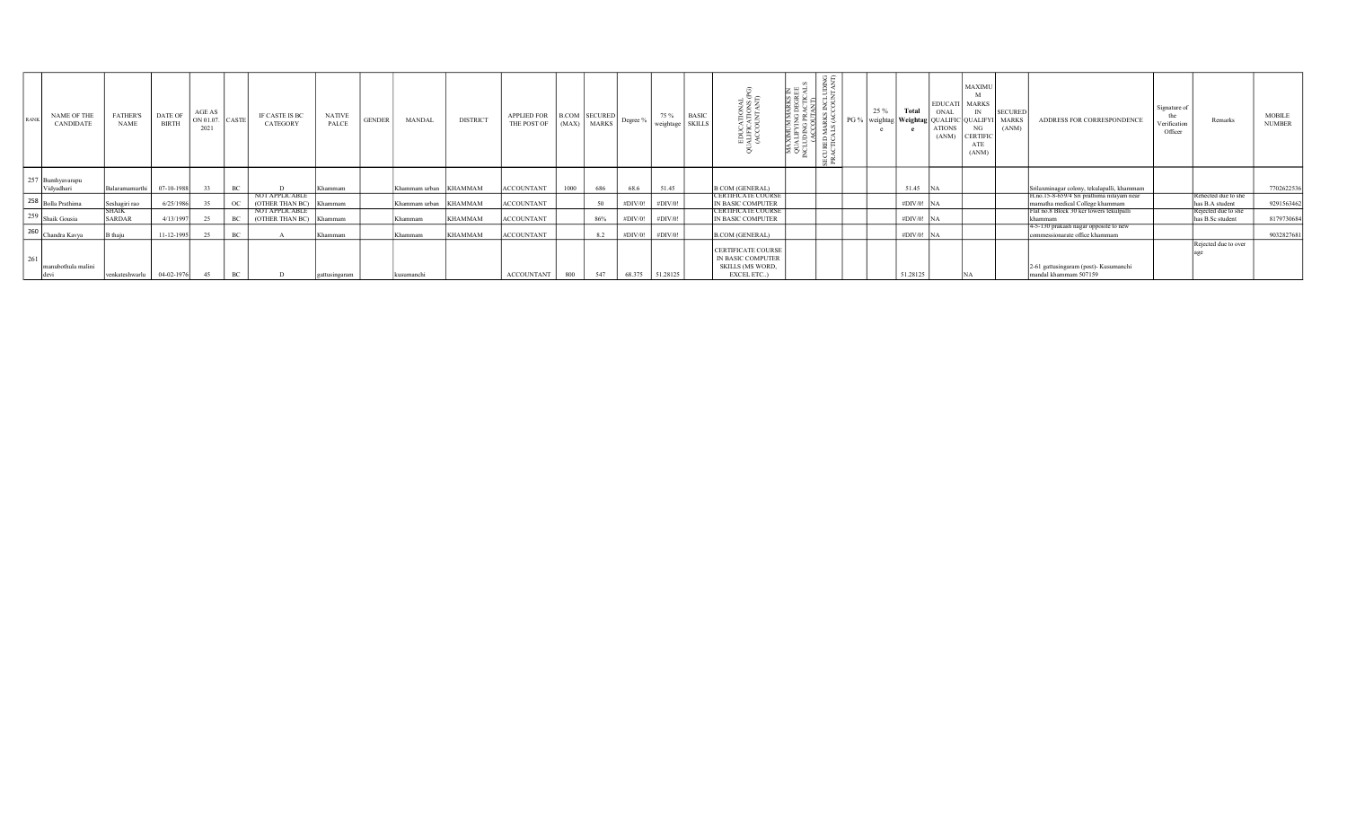| RANK | NAME OF THE CANDIDATE | FATHER'S NAME | DATE OF BIRTH | AGE AS ON 01.07. 2021 | CASTE | IF CASTE IS BC CATEGORY | NATIVE PALCE | GENDER | MANDAL | DISTRICT | APPLIED FOR THE POST OF | B.COM (MAX) | SECURED MARKS | Degree % | 75 % weightage | BASIC SKILLS | EDUCATIONAL QUALIFICATIONS (PG) (ACCOUNTANT) | MAXIMUM MARKS IN QUALIFYING DEGREE INCLUDING PRACTICALS (ACCOUNTANT) | SECURED MARKS INCLUDING PRACTICALS (ACCOUNTANT) | PG % | 25 % weightage | Total Weightage | EDUCATIONAL QUALIFICATIONS (ANM) | MAXIMUM MARKS IN QUALIFYING CERTIFICATE (ANM) | SECURED MARKS (ANM) | ADDRESS FOR CORRESPONDENCE | Signature of the Verification Officer | Remarks | MOBILE NUMBER |
|---|---|---|---|---|---|---|---|---|---|---|---|---|---|---|---|---|---|---|---|---|---|---|---|---|---|---|---|---|---|
| 257 | Bumhyavarapu Vidyadhari | Balaramamurthi | 07-10-1988 | 33 | BC | D | Khammam | | Khammam urban | KHAMMAM | ACCOUNTANT | 1000 | 686 | 68.6 | 51.45 | | B.COM (GENERAL) | | | | | 51.45 | NA | | | Srilaxminagar colony, tekulapalli, khammam | | | 7702622536 |
| 258 | Bolla Prathima | Seshagiri rao | 6/25/1986 | 35 | OC | NOT APPLICABLE (OTHER THAN BC) | Khammam | | Khammam urban | KHAMMAM | ACCOUNTANT | | 50 | #DIV/0! | #DIV/0! | | CERTIFICATE COURSE IN BASIC COMPUTER | | | | | #DIV/0! | NA | | | H.no.15-8-659/4 Sri prathima nilayam near mamatha medical College khammam | | Rehected due to she has B.A student | 9291563462 |
| 259 | Shaik Gousia | SHAIK SARDAR | 4/13/1997 | 25 | BC | NOT APPLICABLE (OTHER THAN BC) | Khammam | | Khammam | KHAMMAM | ACCOUNTANT | | 86% | #DIV/0! | #DIV/0! | | CERTIFICATE COURSE IN BASIC COMPUTER | | | | | #DIV/0! | NA | | | Flat no.8 Block 30 kcr towers tekulpalli khammam | | Rejected due to she has B.Sc student | 8179730684 |
| 260 | Chandra Kavya | B thaju | 11-12-1995 | 25 | BC | A | Khammam | | Khammam | KHAMMAM | ACCOUNTANT | | 8.2 | #DIV/0! | #DIV/0! | | B.COM (GENERAL) | | | | | #DIV/0! | NA | | | 4-5-130 prakash nagar opposite to new commessionarate office khammam | | | 9032827681 |
| 261 | manubothula malini devi | venkateshwarlu | 04-02-1976 | 45 | BC | D | gattusingaram | | kusumanchi | | ACCOUNTANT | 800 | 547 | 68.375 | 51.28125 | | CERTIFICATE COURSE IN BASIC COMPUTER SKILLS (MS WORD, EXCEL ETC..) | | | | | 51.28125 | | NA | | 2-61 gattusingaram (post)- Kusumanchi mandal khammam 507159 | | Rejected due to over age | |